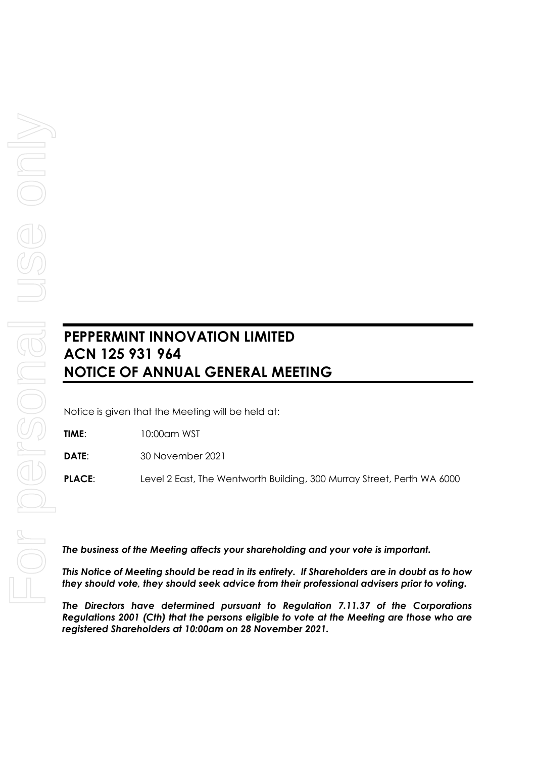# PEPPERMINT INNOVATION LIMITED
# ACN 125 931 964
# NOTICE OF ANNUAL GENERAL MEETING

Notice is given that the Meeting will be held at:

**TIME**: 10:00am WST

**DATE**: 30 November 2021

**PLACE**: Level 2 East, The Wentworth Building, 300 Murray Street, Perth WA 6000

***The business of the Meeting affects your shareholding and your vote is important.***

***This Notice of Meeting should be read in its entirety. If Shareholders are in doubt as to how they should vote, they should seek advice from their professional advisers prior to voting.***

***The Directors have determined pursuant to Regulation 7.11.37 of the Corporations Regulations 2001 (Cth) that the persons eligible to vote at the Meeting are those who are registered Shareholders at 10:00am on 28 November 2021.***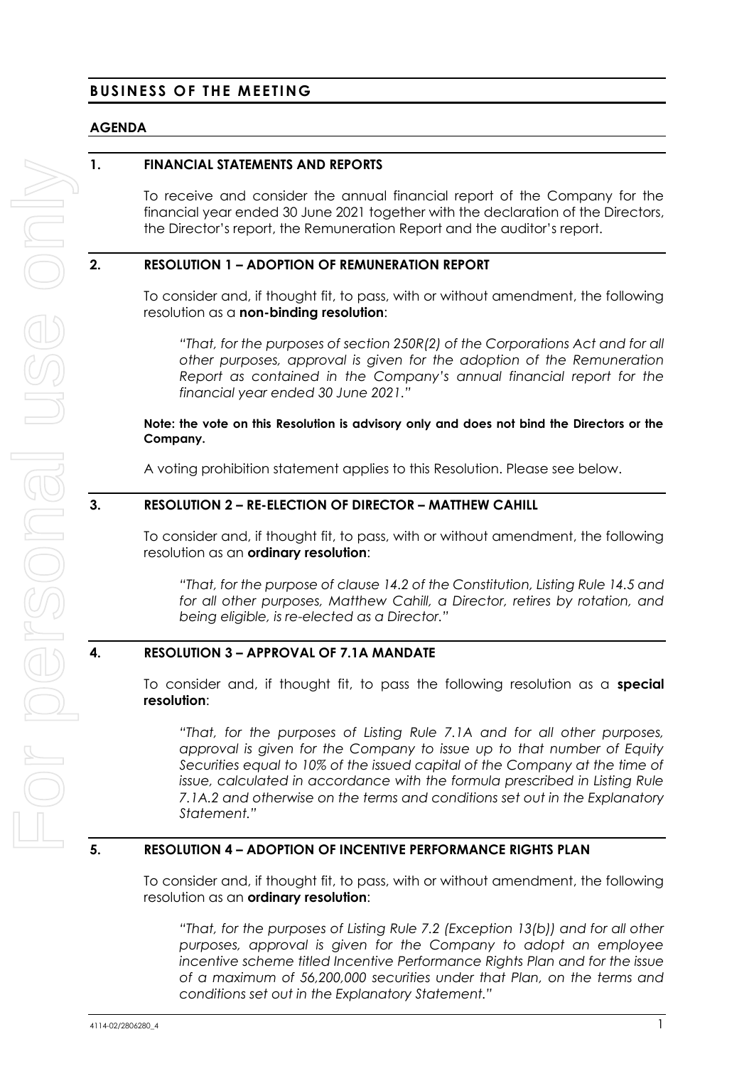## BUSINESS OF THE MEETING

### AGENDA

### 1. FINANCIAL STATEMENTS AND REPORTS

To receive and consider the annual financial report of the Company for the financial year ended 30 June 2021 together with the declaration of the Directors, the Director's report, the Remuneration Report and the auditor's report.

### 2. RESOLUTION 1 – ADOPTION OF REMUNERATION REPORT

To consider and, if thought fit, to pass, with or without amendment, the following resolution as a **non-binding resolution**:

> *"That, for the purposes of section 250R(2) of the Corporations Act and for all other purposes, approval is given for the adoption of the Remuneration Report as contained in the Company's annual financial report for the financial year ended 30 June 2021."*

**Note: the vote on this Resolution is advisory only and does not bind the Directors or the Company.**

A voting prohibition statement applies to this Resolution. Please see below.

### 3. RESOLUTION 2 – RE-ELECTION OF DIRECTOR – MATTHEW CAHILL

To consider and, if thought fit, to pass, with or without amendment, the following resolution as an **ordinary resolution**:

> *"That, for the purpose of clause 14.2 of the Constitution, Listing Rule 14.5 and for all other purposes, Matthew Cahill, a Director, retires by rotation, and being eligible, is re-elected as a Director."*

### 4. RESOLUTION 3 – APPROVAL OF 7.1A MANDATE

To consider and, if thought fit, to pass the following resolution as a **special resolution**:

> *"That, for the purposes of Listing Rule 7.1A and for all other purposes, approval is given for the Company to issue up to that number of Equity Securities equal to 10% of the issued capital of the Company at the time of issue, calculated in accordance with the formula prescribed in Listing Rule 7.1A.2 and otherwise on the terms and conditions set out in the Explanatory Statement."*

### 5. RESOLUTION 4 – ADOPTION OF INCENTIVE PERFORMANCE RIGHTS PLAN

To consider and, if thought fit, to pass, with or without amendment, the following resolution as an **ordinary resolution**:

> *"That, for the purposes of Listing Rule 7.2 (Exception 13(b)) and for all other purposes, approval is given for the Company to adopt an employee incentive scheme titled Incentive Performance Rights Plan and for the issue of a maximum of 56,200,000 securities under that Plan, on the terms and conditions set out in the Explanatory Statement."*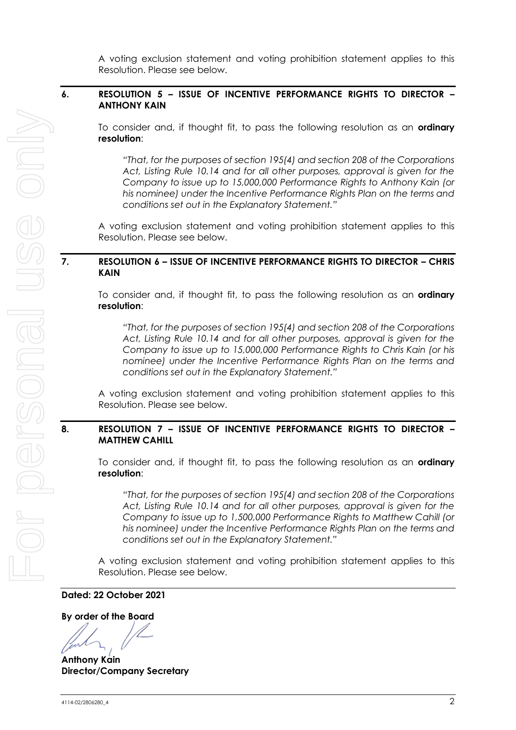A voting exclusion statement and voting prohibition statement applies to this Resolution. Please see below.

## 6. RESOLUTION 5 – ISSUE OF INCENTIVE PERFORMANCE RIGHTS TO DIRECTOR – ANTHONY KAIN

To consider and, if thought fit, to pass the following resolution as an **ordinary resolution**:

*"That, for the purposes of section 195(4) and section 208 of the Corporations Act, Listing Rule 10.14 and for all other purposes, approval is given for the Company to issue up to 15,000,000 Performance Rights to Anthony Kain (or his nominee) under the Incentive Performance Rights Plan on the terms and conditions set out in the Explanatory Statement."*

A voting exclusion statement and voting prohibition statement applies to this Resolution. Please see below.

## 7. RESOLUTION 6 – ISSUE OF INCENTIVE PERFORMANCE RIGHTS TO DIRECTOR – CHRIS KAIN

To consider and, if thought fit, to pass the following resolution as an **ordinary resolution**:

*"That, for the purposes of section 195(4) and section 208 of the Corporations Act, Listing Rule 10.14 and for all other purposes, approval is given for the Company to issue up to 15,000,000 Performance Rights to Chris Kain (or his nominee) under the Incentive Performance Rights Plan on the terms and conditions set out in the Explanatory Statement."*

A voting exclusion statement and voting prohibition statement applies to this Resolution. Please see below.

## 8. RESOLUTION 7 – ISSUE OF INCENTIVE PERFORMANCE RIGHTS TO DIRECTOR – MATTHEW CAHILL

To consider and, if thought fit, to pass the following resolution as an **ordinary resolution**:

*"That, for the purposes of section 195(4) and section 208 of the Corporations Act, Listing Rule 10.14 and for all other purposes, approval is given for the Company to issue up to 1,500,000 Performance Rights to Matthew Cahill (or his nominee) under the Incentive Performance Rights Plan on the terms and conditions set out in the Explanatory Statement."*

A voting exclusion statement and voting prohibition statement applies to this Resolution. Please see below.

**Dated: 22 October 2021**

**By order of the Board**

**Anthony Kain**
**Director/Company Secretary**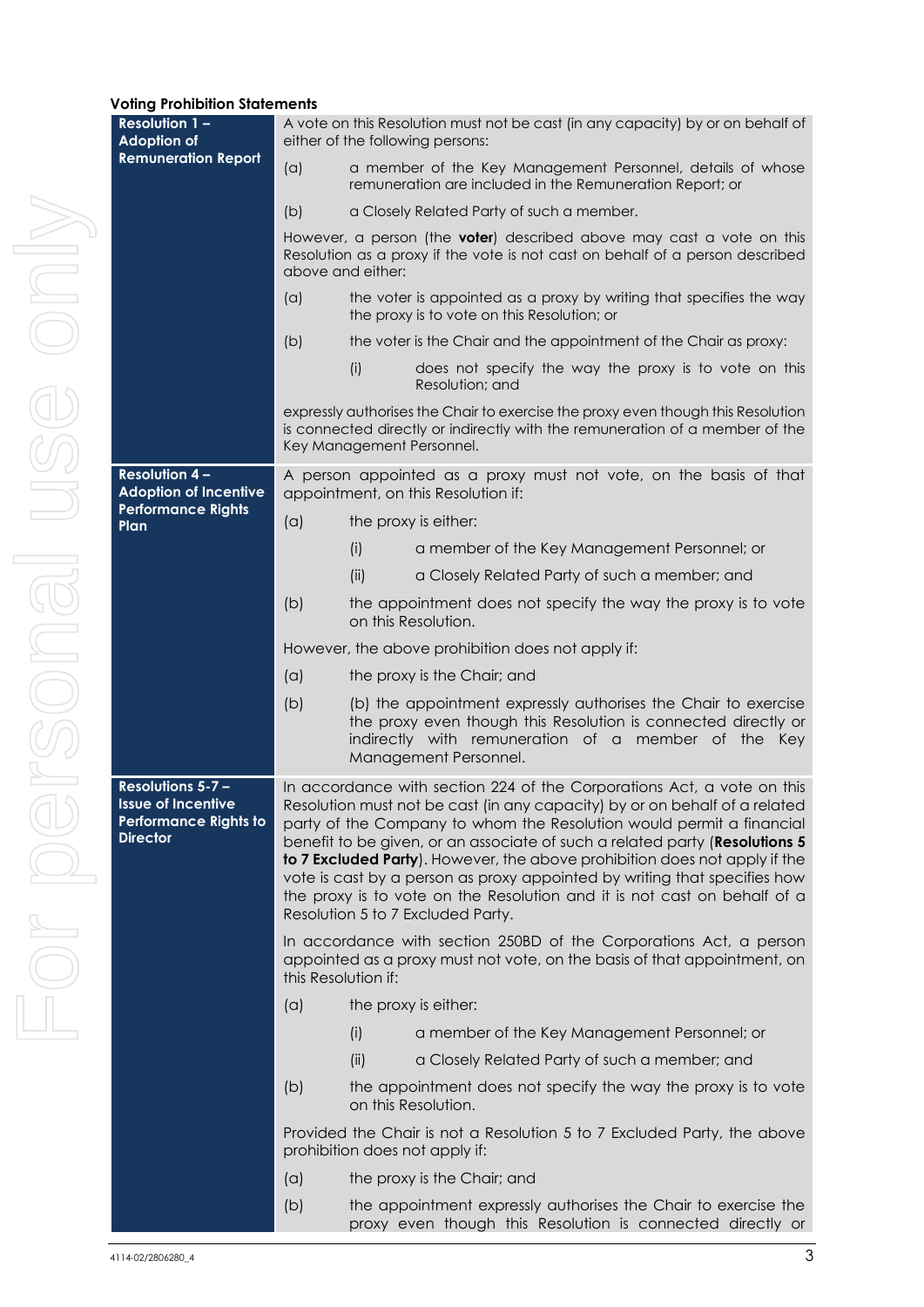**Voting Prohibition Statements**

| | |
|---|---|
| **Resolution 1 – Adoption of Remuneration Report** | A vote on this Resolution must not be cast (in any capacity) by or on behalf of either of the following persons:<br>(a) a member of the Key Management Personnel, details of whose remuneration are included in the Remuneration Report; or<br>(b) a Closely Related Party of such a member.<br>However, a person (the **voter**) described above may cast a vote on this Resolution as a proxy if the vote is not cast on behalf of a person described above and either:<br>(a) the voter is appointed as a proxy by writing that specifies the way the proxy is to vote on this Resolution; or<br>(b) the voter is the Chair and the appointment of the Chair as proxy:<br>(i) does not specify the way the proxy is to vote on this Resolution; and<br>expressly authorises the Chair to exercise the proxy even though this Resolution is connected directly or indirectly with the remuneration of a member of the Key Management Personnel. |
| **Resolution 4 – Adoption of Incentive Performance Rights Plan** | A person appointed as a proxy must not vote, on the basis of that appointment, on this Resolution if:<br>(a) the proxy is either:<br>(i) a member of the Key Management Personnel; or<br>(ii) a Closely Related Party of such a member; and<br>(b) the appointment does not specify the way the proxy is to vote on this Resolution.<br>However, the above prohibition does not apply if:<br>(a) the proxy is the Chair; and<br>(b) (b) the appointment expressly authorises the Chair to exercise the proxy even though this Resolution is connected directly or indirectly with remuneration of a member of the Key Management Personnel. |
| **Resolutions 5-7 – Issue of Incentive Performance Rights to Director** | In accordance with section 224 of the Corporations Act, a vote on this Resolution must not be cast (in any capacity) by or on behalf of a related party of the Company to whom the Resolution would permit a financial benefit to be given, or an associate of such a related party (**Resolutions 5 to 7 Excluded Party**). However, the above prohibition does not apply if the vote is cast by a person as proxy appointed by writing that specifies how the proxy is to vote on the Resolution and it is not cast on behalf of a Resolution 5 to 7 Excluded Party.<br>In accordance with section 250BD of the Corporations Act, a person appointed as a proxy must not vote, on the basis of that appointment, on this Resolution if:<br>(a) the proxy is either:<br>(i) a member of the Key Management Personnel; or<br>(ii) a Closely Related Party of such a member; and<br>(b) the appointment does not specify the way the proxy is to vote on this Resolution.<br>Provided the Chair is not a Resolution 5 to 7 Excluded Party, the above prohibition does not apply if:<br>(a) the proxy is the Chair; and<br>(b) the appointment expressly authorises the Chair to exercise the proxy even though this Resolution is connected directly or |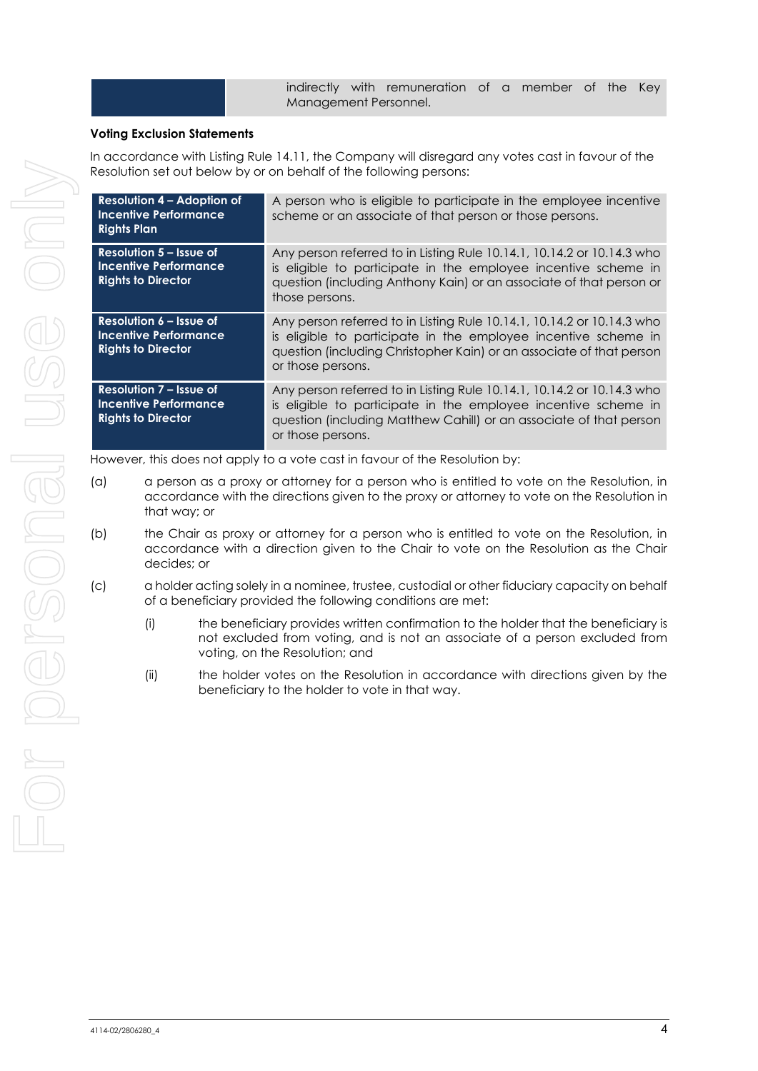| | indirectly with remuneration of a member of the Key Management Personnel. |
|---|---|

**Voting Exclusion Statements**

In accordance with Listing Rule 14.11, the Company will disregard any votes cast in favour of the Resolution set out below by or on behalf of the following persons:

| | |
|---|---|
| **Resolution 4 – Adoption of Incentive Performance Rights Plan** | A person who is eligible to participate in the employee incentive scheme or an associate of that person or those persons. |
| **Resolution 5 – Issue of Incentive Performance Rights to Director** | Any person referred to in Listing Rule 10.14.1, 10.14.2 or 10.14.3 who is eligible to participate in the employee incentive scheme in question (including Anthony Kain) or an associate of that person or those persons. |
| **Resolution 6 – Issue of Incentive Performance Rights to Director** | Any person referred to in Listing Rule 10.14.1, 10.14.2 or 10.14.3 who is eligible to participate in the employee incentive scheme in question (including Christopher Kain) or an associate of that person or those persons. |
| **Resolution 7 – Issue of Incentive Performance Rights to Director** | Any person referred to in Listing Rule 10.14.1, 10.14.2 or 10.14.3 who is eligible to participate in the employee incentive scheme in question (including Matthew Cahill) or an associate of that person or those persons. |

However, this does not apply to a vote cast in favour of the Resolution by:

(a) a person as a proxy or attorney for a person who is entitled to vote on the Resolution, in accordance with the directions given to the proxy or attorney to vote on the Resolution in that way; or

(b) the Chair as proxy or attorney for a person who is entitled to vote on the Resolution, in accordance with a direction given to the Chair to vote on the Resolution as the Chair decides; or

(c) a holder acting solely in a nominee, trustee, custodial or other fiduciary capacity on behalf of a beneficiary provided the following conditions are met:

   (i) the beneficiary provides written confirmation to the holder that the beneficiary is not excluded from voting, and is not an associate of a person excluded from voting, on the Resolution; and

   (ii) the holder votes on the Resolution in accordance with directions given by the beneficiary to the holder to vote in that way.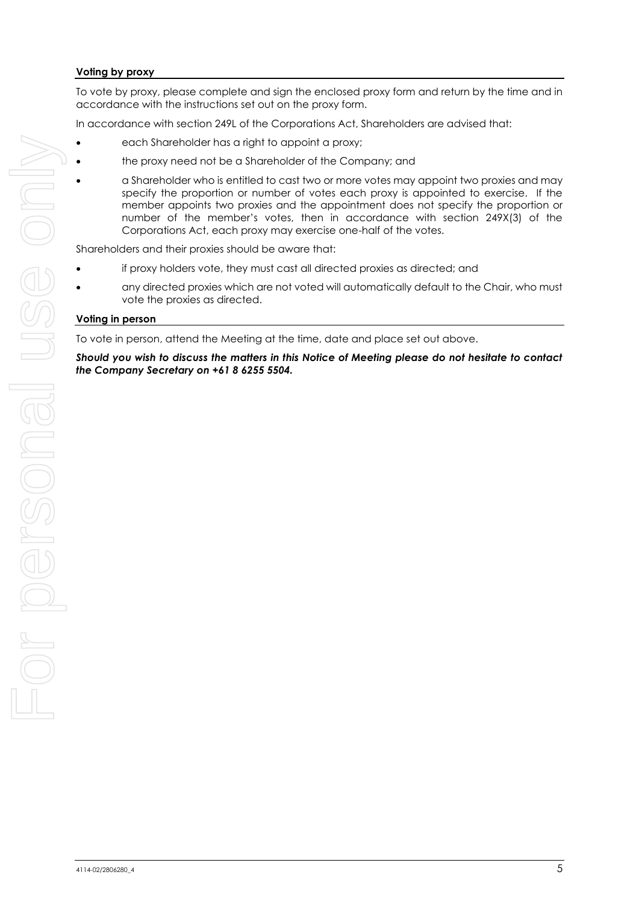**Voting by proxy**

To vote by proxy, please complete and sign the enclosed proxy form and return by the time and in accordance with the instructions set out on the proxy form.

In accordance with section 249L of the Corporations Act, Shareholders are advised that:

- each Shareholder has a right to appoint a proxy;
- the proxy need not be a Shareholder of the Company; and
- a Shareholder who is entitled to cast two or more votes may appoint two proxies and may specify the proportion or number of votes each proxy is appointed to exercise. If the member appoints two proxies and the appointment does not specify the proportion or number of the member's votes, then in accordance with section 249X(3) of the Corporations Act, each proxy may exercise one-half of the votes.

Shareholders and their proxies should be aware that:

- if proxy holders vote, they must cast all directed proxies as directed; and
- any directed proxies which are not voted will automatically default to the Chair, who must vote the proxies as directed.

**Voting in person**

To vote in person, attend the Meeting at the time, date and place set out above.

***Should you wish to discuss the matters in this Notice of Meeting please do not hesitate to contact the Company Secretary on +61 8 6255 5504.***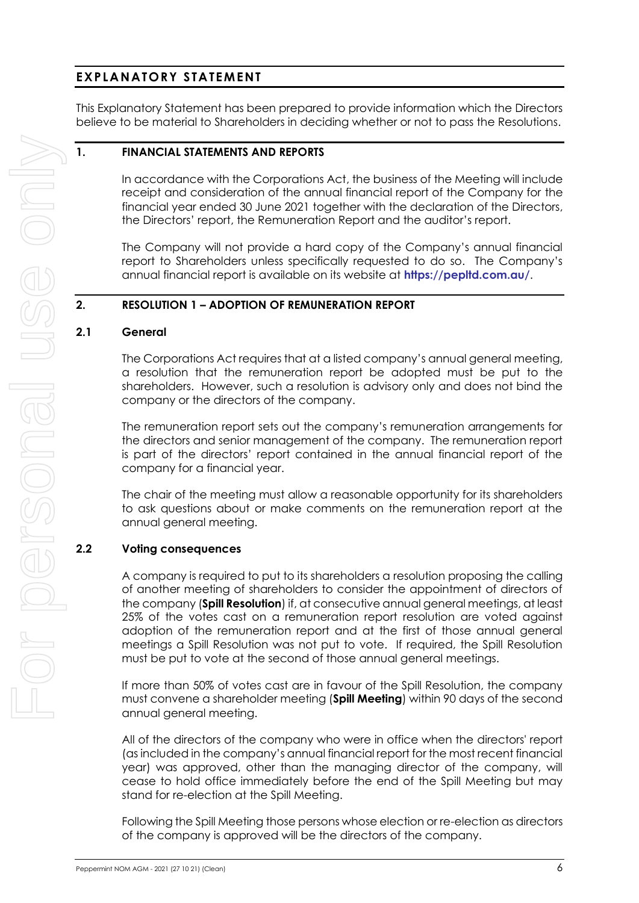# EXPLANATORY STATEMENT

This Explanatory Statement has been prepared to provide information which the Directors believe to be material to Shareholders in deciding whether or not to pass the Resolutions.

## 1. FINANCIAL STATEMENTS AND REPORTS

In accordance with the Corporations Act, the business of the Meeting will include receipt and consideration of the annual financial report of the Company for the financial year ended 30 June 2021 together with the declaration of the Directors, the Directors' report, the Remuneration Report and the auditor's report.

The Company will not provide a hard copy of the Company's annual financial report to Shareholders unless specifically requested to do so. The Company's annual financial report is available on its website at **https://pepltd.com.au/**.

## 2. RESOLUTION 1 – ADOPTION OF REMUNERATION REPORT

### 2.1 General

The Corporations Act requires that at a listed company's annual general meeting, a resolution that the remuneration report be adopted must be put to the shareholders. However, such a resolution is advisory only and does not bind the company or the directors of the company.

The remuneration report sets out the company's remuneration arrangements for the directors and senior management of the company. The remuneration report is part of the directors' report contained in the annual financial report of the company for a financial year.

The chair of the meeting must allow a reasonable opportunity for its shareholders to ask questions about or make comments on the remuneration report at the annual general meeting.

### 2.2 Voting consequences

A company is required to put to its shareholders a resolution proposing the calling of another meeting of shareholders to consider the appointment of directors of the company (**Spill Resolution**) if, at consecutive annual general meetings, at least 25% of the votes cast on a remuneration report resolution are voted against adoption of the remuneration report and at the first of those annual general meetings a Spill Resolution was not put to vote. If required, the Spill Resolution must be put to vote at the second of those annual general meetings.

If more than 50% of votes cast are in favour of the Spill Resolution, the company must convene a shareholder meeting (**Spill Meeting**) within 90 days of the second annual general meeting.

All of the directors of the company who were in office when the directors' report (as included in the company's annual financial report for the most recent financial year) was approved, other than the managing director of the company, will cease to hold office immediately before the end of the Spill Meeting but may stand for re-election at the Spill Meeting.

Following the Spill Meeting those persons whose election or re-election as directors of the company is approved will be the directors of the company.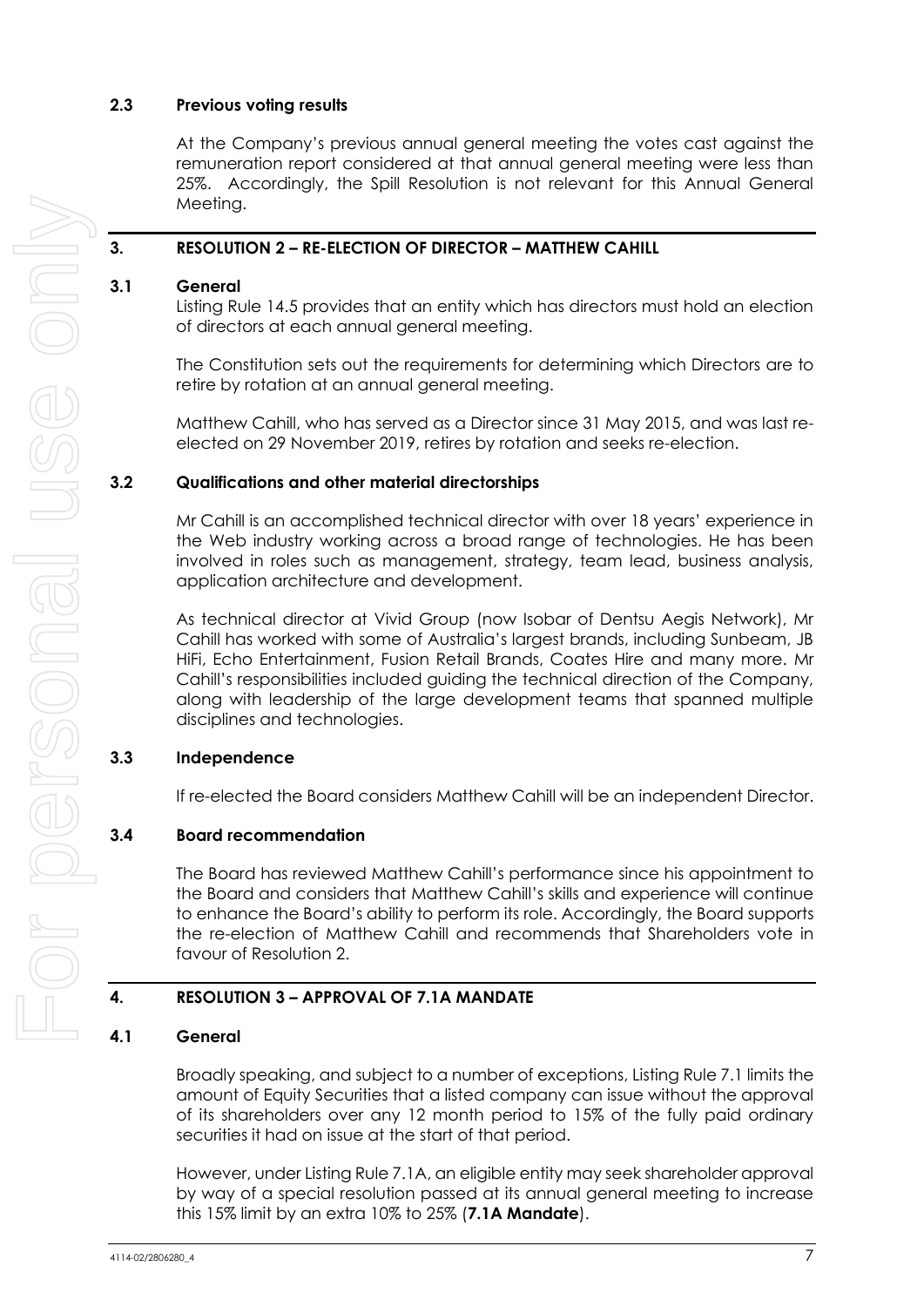### 2.3 Previous voting results

At the Company's previous annual general meeting the votes cast against the remuneration report considered at that annual general meeting were less than 25%. Accordingly, the Spill Resolution is not relevant for this Annual General Meeting.

## 3. RESOLUTION 2 – RE-ELECTION OF DIRECTOR – MATTHEW CAHILL

### 3.1 General

Listing Rule 14.5 provides that an entity which has directors must hold an election of directors at each annual general meeting.

The Constitution sets out the requirements for determining which Directors are to retire by rotation at an annual general meeting.

Matthew Cahill, who has served as a Director since 31 May 2015, and was last re-elected on 29 November 2019, retires by rotation and seeks re-election.

### 3.2 Qualifications and other material directorships

Mr Cahill is an accomplished technical director with over 18 years' experience in the Web industry working across a broad range of technologies. He has been involved in roles such as management, strategy, team lead, business analysis, application architecture and development.

As technical director at Vivid Group (now Isobar of Dentsu Aegis Network), Mr Cahill has worked with some of Australia's largest brands, including Sunbeam, JB HiFi, Echo Entertainment, Fusion Retail Brands, Coates Hire and many more. Mr Cahill's responsibilities included guiding the technical direction of the Company, along with leadership of the large development teams that spanned multiple disciplines and technologies.

### 3.3 Independence

If re-elected the Board considers Matthew Cahill will be an independent Director.

### 3.4 Board recommendation

The Board has reviewed Matthew Cahill's performance since his appointment to the Board and considers that Matthew Cahill's skills and experience will continue to enhance the Board's ability to perform its role. Accordingly, the Board supports the re-election of Matthew Cahill and recommends that Shareholders vote in favour of Resolution 2.

## 4. RESOLUTION 3 – APPROVAL OF 7.1A MANDATE

### 4.1 General

Broadly speaking, and subject to a number of exceptions, Listing Rule 7.1 limits the amount of Equity Securities that a listed company can issue without the approval of its shareholders over any 12 month period to 15% of the fully paid ordinary securities it had on issue at the start of that period.

However, under Listing Rule 7.1A, an eligible entity may seek shareholder approval by way of a special resolution passed at its annual general meeting to increase this 15% limit by an extra 10% to 25% (**7.1A Mandate**).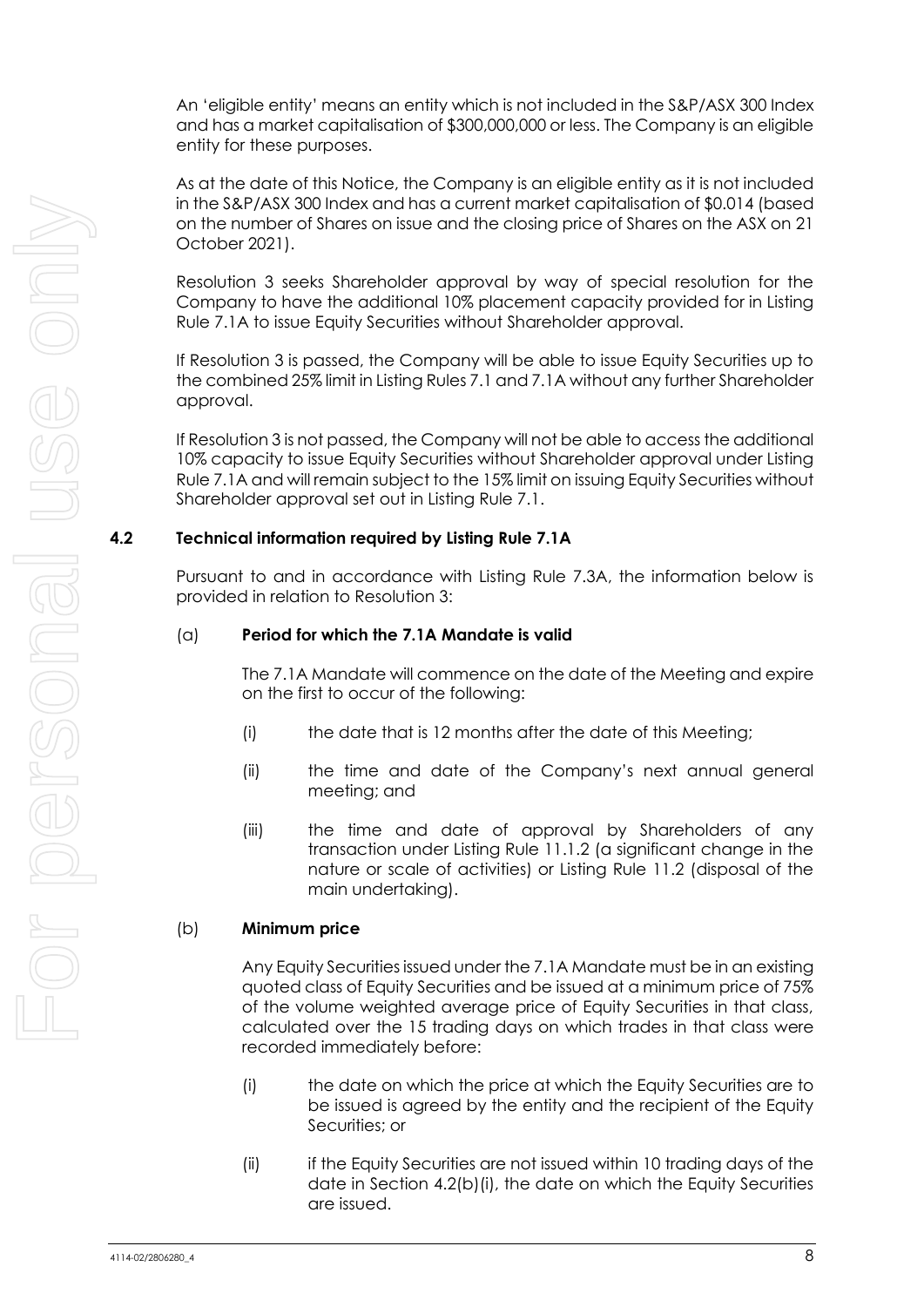An 'eligible entity' means an entity which is not included in the S&P/ASX 300 Index and has a market capitalisation of $300,000,000 or less. The Company is an eligible entity for these purposes.

As at the date of this Notice, the Company is an eligible entity as it is not included in the S&P/ASX 300 Index and has a current market capitalisation of $0.014 (based on the number of Shares on issue and the closing price of Shares on the ASX on 21 October 2021).

Resolution 3 seeks Shareholder approval by way of special resolution for the Company to have the additional 10% placement capacity provided for in Listing Rule 7.1A to issue Equity Securities without Shareholder approval.

If Resolution 3 is passed, the Company will be able to issue Equity Securities up to the combined 25% limit in Listing Rules 7.1 and 7.1A without any further Shareholder approval.

If Resolution 3 is not passed, the Company will not be able to access the additional 10% capacity to issue Equity Securities without Shareholder approval under Listing Rule 7.1A and will remain subject to the 15% limit on issuing Equity Securities without Shareholder approval set out in Listing Rule 7.1.

## 4.2 Technical information required by Listing Rule 7.1A

Pursuant to and in accordance with Listing Rule 7.3A, the information below is provided in relation to Resolution 3:

(a) **Period for which the 7.1A Mandate is valid**

The 7.1A Mandate will commence on the date of the Meeting and expire on the first to occur of the following:

(i) the date that is 12 months after the date of this Meeting;

(ii) the time and date of the Company's next annual general meeting; and

(iii) the time and date of approval by Shareholders of any transaction under Listing Rule 11.1.2 (a significant change in the nature or scale of activities) or Listing Rule 11.2 (disposal of the main undertaking).

(b) **Minimum price**

Any Equity Securities issued under the 7.1A Mandate must be in an existing quoted class of Equity Securities and be issued at a minimum price of 75% of the volume weighted average price of Equity Securities in that class, calculated over the 15 trading days on which trades in that class were recorded immediately before:

(i) the date on which the price at which the Equity Securities are to be issued is agreed by the entity and the recipient of the Equity Securities; or

(ii) if the Equity Securities are not issued within 10 trading days of the date in Section 4.2(b)(i), the date on which the Equity Securities are issued.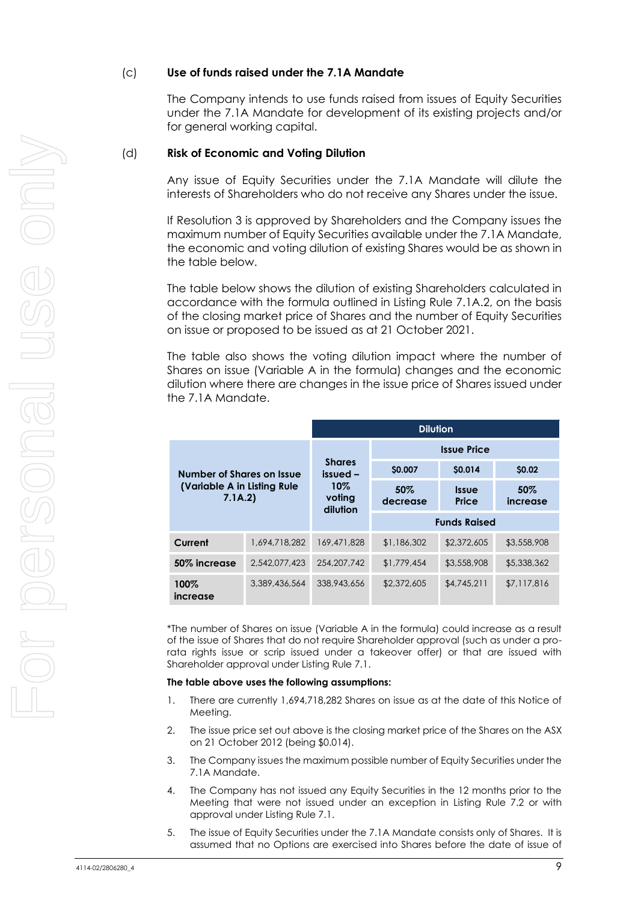(c) **Use of funds raised under the 7.1A Mandate**

The Company intends to use funds raised from issues of Equity Securities under the 7.1A Mandate for development of its existing projects and/or for general working capital.

(d) **Risk of Economic and Voting Dilution**

Any issue of Equity Securities under the 7.1A Mandate will dilute the interests of Shareholders who do not receive any Shares under the issue.

If Resolution 3 is approved by Shareholders and the Company issues the maximum number of Equity Securities available under the 7.1A Mandate, the economic and voting dilution of existing Shares would be as shown in the table below.

The table below shows the dilution of existing Shareholders calculated in accordance with the formula outlined in Listing Rule 7.1A.2, on the basis of the closing market price of Shares and the number of Equity Securities on issue or proposed to be issued as at 21 October 2021.

The table also shows the voting dilution impact where the number of Shares on issue (Variable A in the formula) changes and the economic dilution where there are changes in the issue price of Shares issued under the 7.1A Mandate.

| Number of Shares on Issue (Variable A in Listing Rule 7.1A.2) | | Dilution | | | |
|---|---|---|---|---|---|
| | | Shares issued – 10% voting dilution | Issue Price | | |
| | | | $0.007 | $0.014 | $0.02 |
| | | | 50% decrease | Issue Price | 50% increase |
| | | | Funds Raised | | |
| **Current** | 1,694,718,282 | 169,471,828 | $1,186,302 | $2,372,605 | $3,558,908 |
| **50% increase** | 2,542,077,423 | 254,207,742 | $1,779,454 | $3,558,908 | $5,338,362 |
| **100% increase** | 3,389,436,564 | 338,943,656 | $2,372,605 | $4,745,211 | $7,117,816 |

*The number of Shares on issue (Variable A in the formula) could increase as a result of the issue of Shares that do not require Shareholder approval (such as under a pro-rata rights issue or scrip issued under a takeover offer) or that are issued with Shareholder approval under Listing Rule 7.1.

**The table above uses the following assumptions:**

1. There are currently 1,694,718,282 Shares on issue as at the date of this Notice of Meeting.
2. The issue price set out above is the closing market price of the Shares on the ASX on 21 October 2012 (being $0.014).
3. The Company issues the maximum possible number of Equity Securities under the 7.1A Mandate.
4. The Company has not issued any Equity Securities in the 12 months prior to the Meeting that were not issued under an exception in Listing Rule 7.2 or with approval under Listing Rule 7.1.
5. The issue of Equity Securities under the 7.1A Mandate consists only of Shares. It is assumed that no Options are exercised into Shares before the date of issue of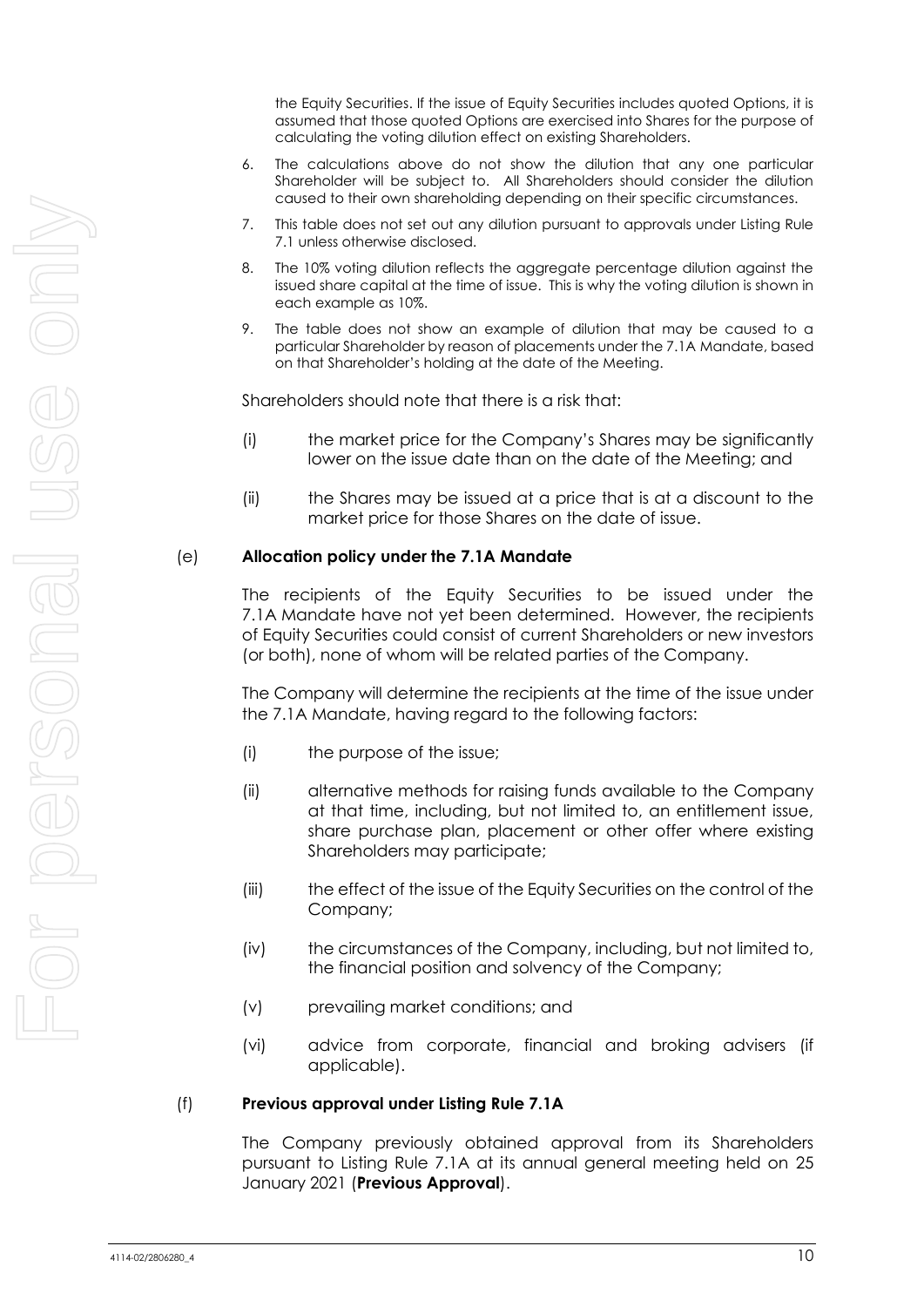the Equity Securities. If the issue of Equity Securities includes quoted Options, it is assumed that those quoted Options are exercised into Shares for the purpose of calculating the voting dilution effect on existing Shareholders.

6. The calculations above do not show the dilution that any one particular Shareholder will be subject to. All Shareholders should consider the dilution caused to their own shareholding depending on their specific circumstances.
7. This table does not set out any dilution pursuant to approvals under Listing Rule 7.1 unless otherwise disclosed.
8. The 10% voting dilution reflects the aggregate percentage dilution against the issued share capital at the time of issue. This is why the voting dilution is shown in each example as 10%.
9. The table does not show an example of dilution that may be caused to a particular Shareholder by reason of placements under the 7.1A Mandate, based on that Shareholder's holding at the date of the Meeting.

Shareholders should note that there is a risk that:

(i) the market price for the Company's Shares may be significantly lower on the issue date than on the date of the Meeting; and

(ii) the Shares may be issued at a price that is at a discount to the market price for those Shares on the date of issue.

(e) **Allocation policy under the 7.1A Mandate**

The recipients of the Equity Securities to be issued under the 7.1A Mandate have not yet been determined. However, the recipients of Equity Securities could consist of current Shareholders or new investors (or both), none of whom will be related parties of the Company.

The Company will determine the recipients at the time of the issue under the 7.1A Mandate, having regard to the following factors:

(i) the purpose of the issue;

(ii) alternative methods for raising funds available to the Company at that time, including, but not limited to, an entitlement issue, share purchase plan, placement or other offer where existing Shareholders may participate;

(iii) the effect of the issue of the Equity Securities on the control of the Company;

(iv) the circumstances of the Company, including, but not limited to, the financial position and solvency of the Company;

(v) prevailing market conditions; and

(vi) advice from corporate, financial and broking advisers (if applicable).

(f) **Previous approval under Listing Rule 7.1A**

The Company previously obtained approval from its Shareholders pursuant to Listing Rule 7.1A at its annual general meeting held on 25 January 2021 (**Previous Approval**).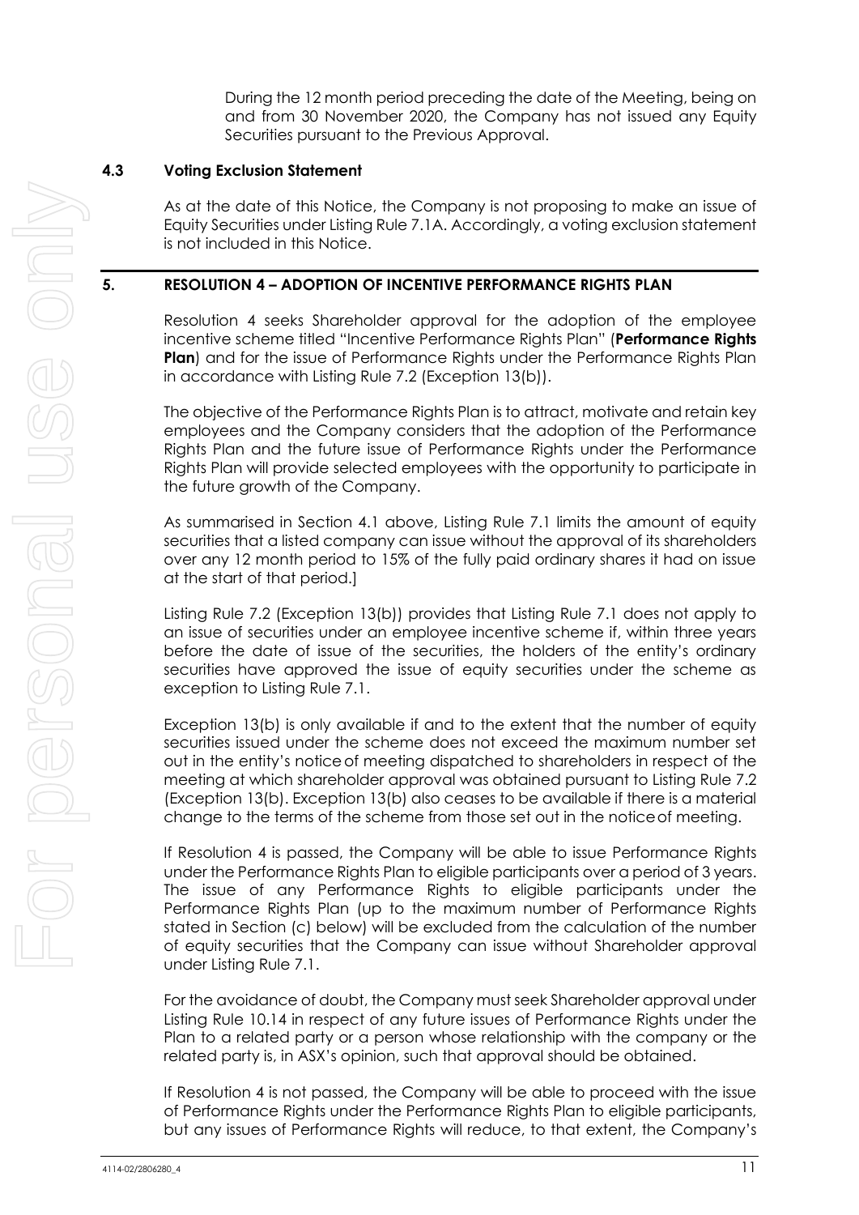During the 12 month period preceding the date of the Meeting, being on and from 30 November 2020, the Company has not issued any Equity Securities pursuant to the Previous Approval.

### 4.3 Voting Exclusion Statement

As at the date of this Notice, the Company is not proposing to make an issue of Equity Securities under Listing Rule 7.1A. Accordingly, a voting exclusion statement is not included in this Notice.

## 5. RESOLUTION 4 – ADOPTION OF INCENTIVE PERFORMANCE RIGHTS PLAN

Resolution 4 seeks Shareholder approval for the adoption of the employee incentive scheme titled "Incentive Performance Rights Plan" (**Performance Rights Plan**) and for the issue of Performance Rights under the Performance Rights Plan in accordance with Listing Rule 7.2 (Exception 13(b)).

The objective of the Performance Rights Plan is to attract, motivate and retain key employees and the Company considers that the adoption of the Performance Rights Plan and the future issue of Performance Rights under the Performance Rights Plan will provide selected employees with the opportunity to participate in the future growth of the Company.

As summarised in Section 4.1 above, Listing Rule 7.1 limits the amount of equity securities that a listed company can issue without the approval of its shareholders over any 12 month period to 15% of the fully paid ordinary shares it had on issue at the start of that period.]

Listing Rule 7.2 (Exception 13(b)) provides that Listing Rule 7.1 does not apply to an issue of securities under an employee incentive scheme if, within three years before the date of issue of the securities, the holders of the entity's ordinary securities have approved the issue of equity securities under the scheme as exception to Listing Rule 7.1.

Exception 13(b) is only available if and to the extent that the number of equity securities issued under the scheme does not exceed the maximum number set out in the entity's notice of meeting dispatched to shareholders in respect of the meeting at which shareholder approval was obtained pursuant to Listing Rule 7.2 (Exception 13(b). Exception 13(b) also ceases to be available if there is a material change to the terms of the scheme from those set out in the notice of meeting.

If Resolution 4 is passed, the Company will be able to issue Performance Rights under the Performance Rights Plan to eligible participants over a period of 3 years. The issue of any Performance Rights to eligible participants under the Performance Rights Plan (up to the maximum number of Performance Rights stated in Section (c) below) will be excluded from the calculation of the number of equity securities that the Company can issue without Shareholder approval under Listing Rule 7.1.

For the avoidance of doubt, the Company must seek Shareholder approval under Listing Rule 10.14 in respect of any future issues of Performance Rights under the Plan to a related party or a person whose relationship with the company or the related party is, in ASX's opinion, such that approval should be obtained.

If Resolution 4 is not passed, the Company will be able to proceed with the issue of Performance Rights under the Performance Rights Plan to eligible participants, but any issues of Performance Rights will reduce, to that extent, the Company's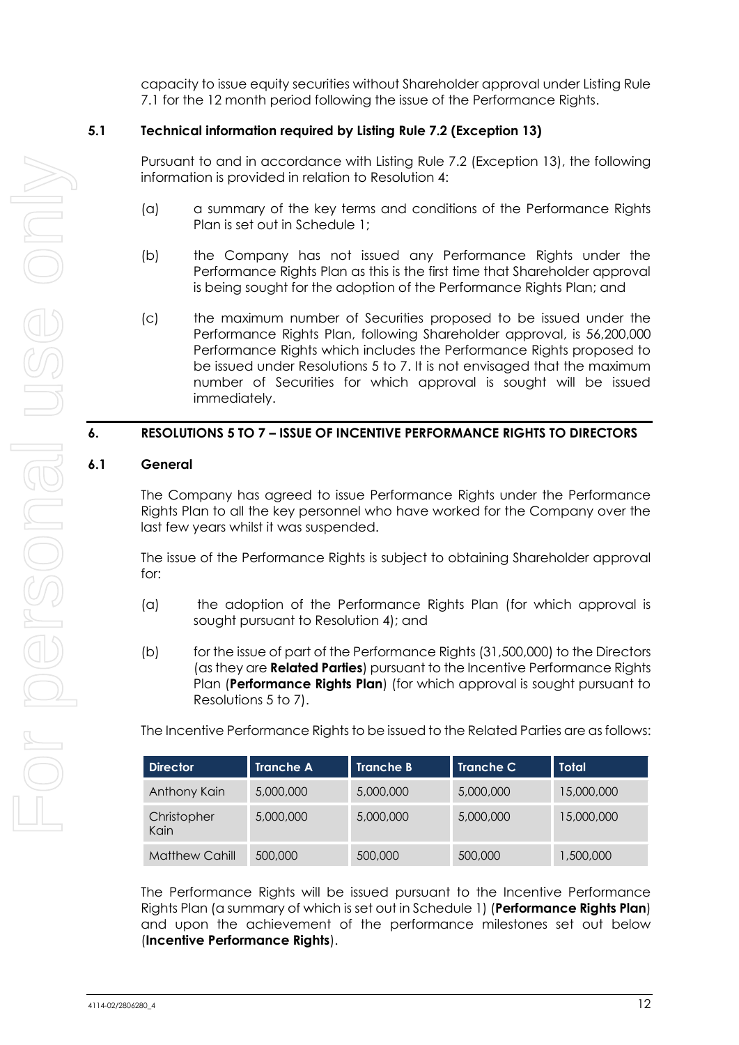capacity to issue equity securities without Shareholder approval under Listing Rule 7.1 for the 12 month period following the issue of the Performance Rights.

### 5.1 Technical information required by Listing Rule 7.2 (Exception 13)

Pursuant to and in accordance with Listing Rule 7.2 (Exception 13), the following information is provided in relation to Resolution 4:

(a) a summary of the key terms and conditions of the Performance Rights Plan is set out in Schedule 1;

(b) the Company has not issued any Performance Rights under the Performance Rights Plan as this is the first time that Shareholder approval is being sought for the adoption of the Performance Rights Plan; and

(c) the maximum number of Securities proposed to be issued under the Performance Rights Plan, following Shareholder approval, is 56,200,000 Performance Rights which includes the Performance Rights proposed to be issued under Resolutions 5 to 7. It is not envisaged that the maximum number of Securities for which approval is sought will be issued immediately.

## 6. RESOLUTIONS 5 TO 7 – ISSUE OF INCENTIVE PERFORMANCE RIGHTS TO DIRECTORS

### 6.1 General

The Company has agreed to issue Performance Rights under the Performance Rights Plan to all the key personnel who have worked for the Company over the last few years whilst it was suspended.

The issue of the Performance Rights is subject to obtaining Shareholder approval for:

(a) the adoption of the Performance Rights Plan (for which approval is sought pursuant to Resolution 4); and

(b) for the issue of part of the Performance Rights (31,500,000) to the Directors (as they are **Related Parties**) pursuant to the Incentive Performance Rights Plan (**Performance Rights Plan**) (for which approval is sought pursuant to Resolutions 5 to 7).

The Incentive Performance Rights to be issued to the Related Parties are as follows:

| Director | Tranche A | Tranche B | Tranche C | Total |
|---|---|---|---|---|
| Anthony Kain | 5,000,000 | 5,000,000 | 5,000,000 | 15,000,000 |
| Christopher Kain | 5,000,000 | 5,000,000 | 5,000,000 | 15,000,000 |
| Matthew Cahill | 500,000 | 500,000 | 500,000 | 1,500,000 |

The Performance Rights will be issued pursuant to the Incentive Performance Rights Plan (a summary of which is set out in Schedule 1) (**Performance Rights Plan**) and upon the achievement of the performance milestones set out below (**Incentive Performance Rights**).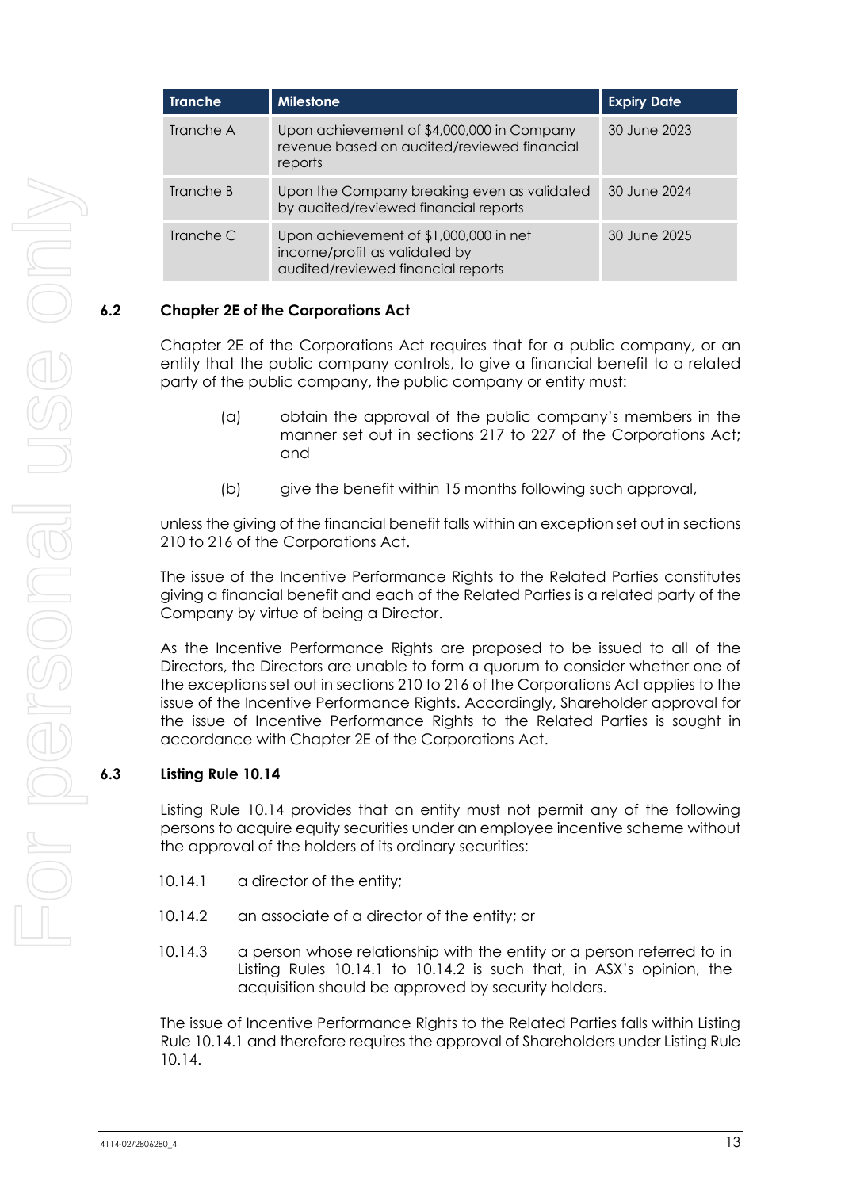| Tranche | Milestone | Expiry Date |
| --- | --- | --- |
| Tranche A | Upon achievement of $4,000,000 in Company revenue based on audited/reviewed financial reports | 30 June 2023 |
| Tranche B | Upon the Company breaking even as validated by audited/reviewed financial reports | 30 June 2024 |
| Tranche C | Upon achievement of $1,000,000 in net income/profit as validated by audited/reviewed financial reports | 30 June 2025 |

## 6.2 Chapter 2E of the Corporations Act

Chapter 2E of the Corporations Act requires that for a public company, or an entity that the public company controls, to give a financial benefit to a related party of the public company, the public company or entity must:

(a) obtain the approval of the public company's members in the manner set out in sections 217 to 227 of the Corporations Act; and

(b) give the benefit within 15 months following such approval,

unless the giving of the financial benefit falls within an exception set out in sections 210 to 216 of the Corporations Act.

The issue of the Incentive Performance Rights to the Related Parties constitutes giving a financial benefit and each of the Related Parties is a related party of the Company by virtue of being a Director.

As the Incentive Performance Rights are proposed to be issued to all of the Directors, the Directors are unable to form a quorum to consider whether one of the exceptions set out in sections 210 to 216 of the Corporations Act applies to the issue of the Incentive Performance Rights. Accordingly, Shareholder approval for the issue of Incentive Performance Rights to the Related Parties is sought in accordance with Chapter 2E of the Corporations Act.

## 6.3 Listing Rule 10.14

Listing Rule 10.14 provides that an entity must not permit any of the following persons to acquire equity securities under an employee incentive scheme without the approval of the holders of its ordinary securities:

10.14.1 a director of the entity;

10.14.2 an associate of a director of the entity; or

10.14.3 a person whose relationship with the entity or a person referred to in Listing Rules 10.14.1 to 10.14.2 is such that, in ASX's opinion, the acquisition should be approved by security holders.

The issue of Incentive Performance Rights to the Related Parties falls within Listing Rule 10.14.1 and therefore requires the approval of Shareholders under Listing Rule 10.14.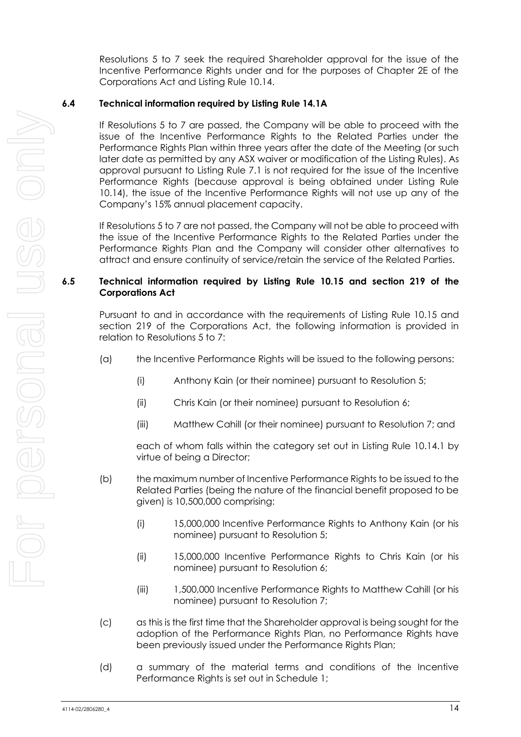Resolutions 5 to 7 seek the required Shareholder approval for the issue of the Incentive Performance Rights under and for the purposes of Chapter 2E of the Corporations Act and Listing Rule 10.14.

### 6.4 Technical information required by Listing Rule 14.1A

If Resolutions 5 to 7 are passed, the Company will be able to proceed with the issue of the Incentive Performance Rights to the Related Parties under the Performance Rights Plan within three years after the date of the Meeting (or such later date as permitted by any ASX waiver or modification of the Listing Rules). As approval pursuant to Listing Rule 7.1 is not required for the issue of the Incentive Performance Rights (because approval is being obtained under Listing Rule 10.14), the issue of the Incentive Performance Rights will not use up any of the Company's 15% annual placement capacity.

If Resolutions 5 to 7 are not passed, the Company will not be able to proceed with the issue of the Incentive Performance Rights to the Related Parties under the Performance Rights Plan and the Company will consider other alternatives to attract and ensure continuity of service/retain the service of the Related Parties.

### 6.5 Technical information required by Listing Rule 10.15 and section 219 of the Corporations Act

Pursuant to and in accordance with the requirements of Listing Rule 10.15 and section 219 of the Corporations Act, the following information is provided in relation to Resolutions 5 to 7:

(a) the Incentive Performance Rights will be issued to the following persons:

(i) Anthony Kain (or their nominee) pursuant to Resolution 5;

(ii) Chris Kain (or their nominee) pursuant to Resolution 6;

(iii) Matthew Cahill (or their nominee) pursuant to Resolution 7; and

each of whom falls within the category set out in Listing Rule 10.14.1 by virtue of being a Director;

(b) the maximum number of Incentive Performance Rights to be issued to the Related Parties (being the nature of the financial benefit proposed to be given) is 10,500,000 comprising:

(i) 15,000,000 Incentive Performance Rights to Anthony Kain (or his nominee) pursuant to Resolution 5;

(ii) 15,000,000 Incentive Performance Rights to Chris Kain (or his nominee) pursuant to Resolution 6;

(iii) 1,500,000 Incentive Performance Rights to Matthew Cahill (or his nominee) pursuant to Resolution 7;

(c) as this is the first time that the Shareholder approval is being sought for the adoption of the Performance Rights Plan, no Performance Rights have been previously issued under the Performance Rights Plan;

(d) a summary of the material terms and conditions of the Incentive Performance Rights is set out in Schedule 1;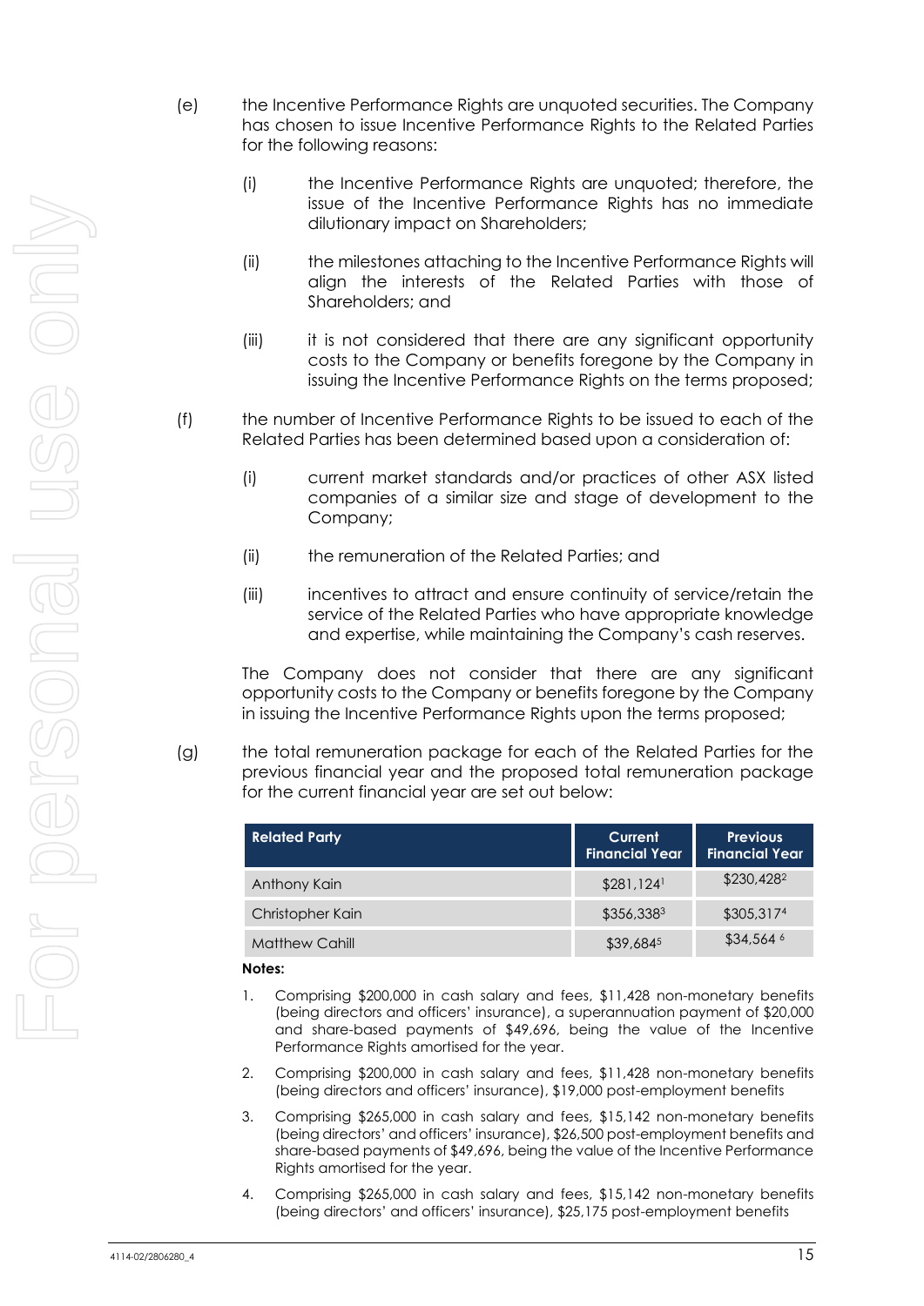(e) the Incentive Performance Rights are unquoted securities. The Company has chosen to issue Incentive Performance Rights to the Related Parties for the following reasons:

   (i) the Incentive Performance Rights are unquoted; therefore, the issue of the Incentive Performance Rights has no immediate dilutionary impact on Shareholders;

   (ii) the milestones attaching to the Incentive Performance Rights will align the interests of the Related Parties with those of Shareholders; and

   (iii) it is not considered that there are any significant opportunity costs to the Company or benefits foregone by the Company in issuing the Incentive Performance Rights on the terms proposed;

(f) the number of Incentive Performance Rights to be issued to each of the Related Parties has been determined based upon a consideration of:

   (i) current market standards and/or practices of other ASX listed companies of a similar size and stage of development to the Company;

   (ii) the remuneration of the Related Parties; and

   (iii) incentives to attract and ensure continuity of service/retain the service of the Related Parties who have appropriate knowledge and expertise, while maintaining the Company's cash reserves.

   The Company does not consider that there are any significant opportunity costs to the Company or benefits foregone by the Company in issuing the Incentive Performance Rights upon the terms proposed;

(g) the total remuneration package for each of the Related Parties for the previous financial year and the proposed total remuneration package for the current financial year are set out below:

| Related Party | Current Financial Year | Previous Financial Year |
|---|---|---|
| Anthony Kain | $281,124[1] | $230,428[2] |
| Christopher Kain | $356,338[3] | $305,317[4] |
| Matthew Cahill | $39,684[5] | $34,564[6] |

**Notes:**

1. Comprising $200,000 in cash salary and fees, $11,428 non-monetary benefits (being directors and officers' insurance), a superannuation payment of $20,000 and share-based payments of $49,696, being the value of the Incentive Performance Rights amortised for the year.
2. Comprising $200,000 in cash salary and fees, $11,428 non-monetary benefits (being directors and officers' insurance), $19,000 post-employment benefits
3. Comprising $265,000 in cash salary and fees, $15,142 non-monetary benefits (being directors' and officers' insurance), $26,500 post-employment benefits and share-based payments of $49,696, being the value of the Incentive Performance Rights amortised for the year.
4. Comprising $265,000 in cash salary and fees, $15,142 non-monetary benefits (being directors' and officers' insurance), $25,175 post-employment benefits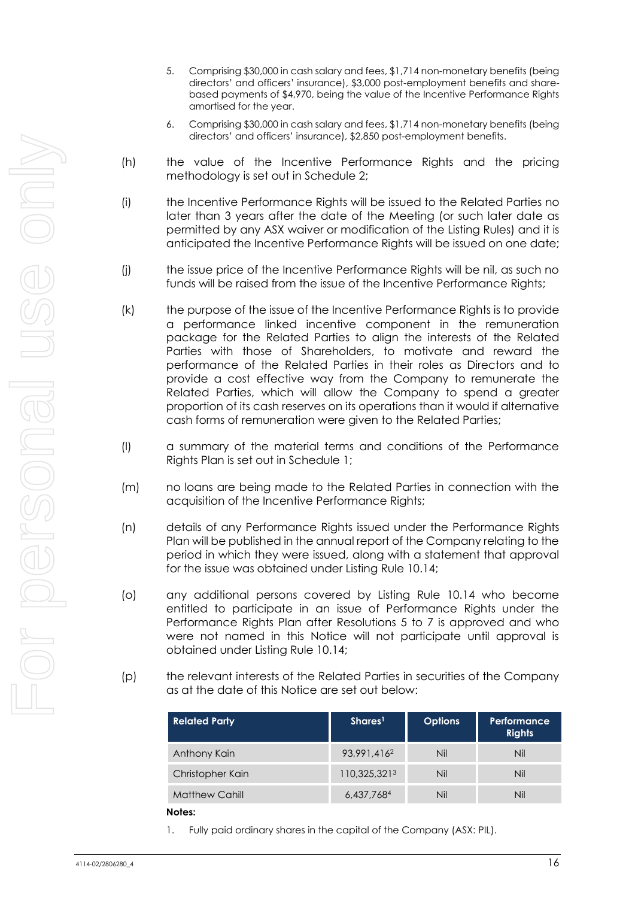5. Comprising $30,000 in cash salary and fees, $1,714 non-monetary benefits (being directors' and officers' insurance), $3,000 post-employment benefits and share-based payments of $4,970, being the value of the Incentive Performance Rights amortised for the year.
6. Comprising $30,000 in cash salary and fees, $1,714 non-monetary benefits (being directors' and officers' insurance), $2,850 post-employment benefits.

(h) the value of the Incentive Performance Rights and the pricing methodology is set out in Schedule 2;

(i) the Incentive Performance Rights will be issued to the Related Parties no later than 3 years after the date of the Meeting (or such later date as permitted by any ASX waiver or modification of the Listing Rules) and it is anticipated the Incentive Performance Rights will be issued on one date;

(j) the issue price of the Incentive Performance Rights will be nil, as such no funds will be raised from the issue of the Incentive Performance Rights;

(k) the purpose of the issue of the Incentive Performance Rights is to provide a performance linked incentive component in the remuneration package for the Related Parties to align the interests of the Related Parties with those of Shareholders, to motivate and reward the performance of the Related Parties in their roles as Directors and to provide a cost effective way from the Company to remunerate the Related Parties, which will allow the Company to spend a greater proportion of its cash reserves on its operations than it would if alternative cash forms of remuneration were given to the Related Parties;

(l) a summary of the material terms and conditions of the Performance Rights Plan is set out in Schedule 1;

(m) no loans are being made to the Related Parties in connection with the acquisition of the Incentive Performance Rights;

(n) details of any Performance Rights issued under the Performance Rights Plan will be published in the annual report of the Company relating to the period in which they were issued, along with a statement that approval for the issue was obtained under Listing Rule 10.14;

(o) any additional persons covered by Listing Rule 10.14 who become entitled to participate in an issue of Performance Rights under the Performance Rights Plan after Resolutions 5 to 7 is approved and who were not named in this Notice will not participate until approval is obtained under Listing Rule 10.14;

(p) the relevant interests of the Related Parties in securities of the Company as at the date of this Notice are set out below:

| Related Party | Shares[1] | Options | Performance Rights |
|---|---|---|---|
| Anthony Kain | 93,991,416[2] | Nil | Nil |
| Christopher Kain | 110,325,321[3] | Nil | Nil |
| Matthew Cahill | 6,437,768[4] | Nil | Nil |

**Notes:**

1. Fully paid ordinary shares in the capital of the Company (ASX: PIL).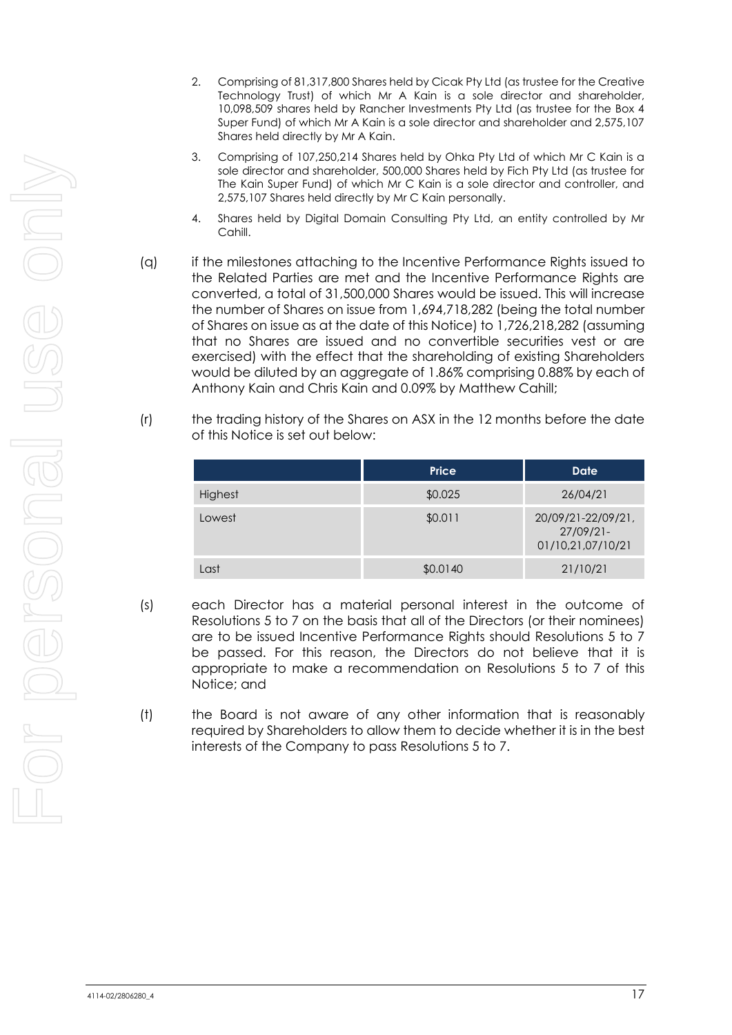2. Comprising of 81,317,800 Shares held by Cicak Pty Ltd (as trustee for the Creative Technology Trust) of which Mr A Kain is a sole director and shareholder, 10,098,509 shares held by Rancher Investments Pty Ltd (as trustee for the Box 4 Super Fund) of which Mr A Kain is a sole director and shareholder and 2,575,107 Shares held directly by Mr A Kain.
3. Comprising of 107,250,214 Shares held by Ohka Pty Ltd of which Mr C Kain is a sole director and shareholder, 500,000 Shares held by Fich Pty Ltd (as trustee for The Kain Super Fund) of which Mr C Kain is a sole director and controller, and 2,575,107 Shares held directly by Mr C Kain personally.
4. Shares held by Digital Domain Consulting Pty Ltd, an entity controlled by Mr Cahill.

(q) if the milestones attaching to the Incentive Performance Rights issued to the Related Parties are met and the Incentive Performance Rights are converted, a total of 31,500,000 Shares would be issued. This will increase the number of Shares on issue from 1,694,718,282 (being the total number of Shares on issue as at the date of this Notice) to 1,726,218,282 (assuming that no Shares are issued and no convertible securities vest or are exercised) with the effect that the shareholding of existing Shareholders would be diluted by an aggregate of 1.86% comprising 0.88% by each of Anthony Kain and Chris Kain and 0.09% by Matthew Cahill;

(r) the trading history of the Shares on ASX in the 12 months before the date of this Notice is set out below:

| | Price | Date |
|---|---|---|
| Highest | $0.025 | 26/04/21 |
| Lowest | $0.011 | 20/09/21-22/09/21, 27/09/21-01/10,21,07/10/21 |
| Last | $0.0140 | 21/10/21 |

(s) each Director has a material personal interest in the outcome of Resolutions 5 to 7 on the basis that all of the Directors (or their nominees) are to be issued Incentive Performance Rights should Resolutions 5 to 7 be passed. For this reason, the Directors do not believe that it is appropriate to make a recommendation on Resolutions 5 to 7 of this Notice; and

(t) the Board is not aware of any other information that is reasonably required by Shareholders to allow them to decide whether it is in the best interests of the Company to pass Resolutions 5 to 7.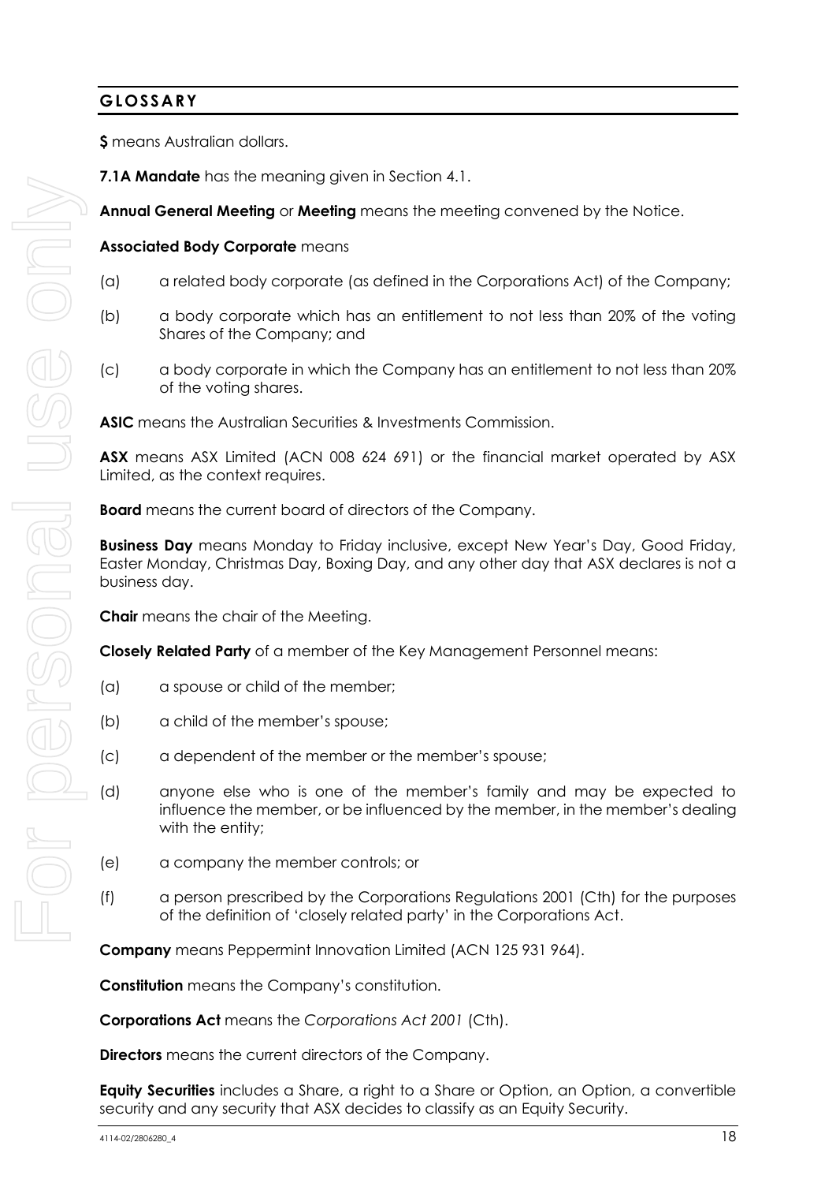## GLOSSARY

**$** means Australian dollars.

**7.1A Mandate** has the meaning given in Section 4.1.

**Annual General Meeting** or **Meeting** means the meeting convened by the Notice.

**Associated Body Corporate** means

(a) a related body corporate (as defined in the Corporations Act) of the Company;

(b) a body corporate which has an entitlement to not less than 20% of the voting Shares of the Company; and

(c) a body corporate in which the Company has an entitlement to not less than 20% of the voting shares.

**ASIC** means the Australian Securities & Investments Commission.

**ASX** means ASX Limited (ACN 008 624 691) or the financial market operated by ASX Limited, as the context requires.

**Board** means the current board of directors of the Company.

**Business Day** means Monday to Friday inclusive, except New Year's Day, Good Friday, Easter Monday, Christmas Day, Boxing Day, and any other day that ASX declares is not a business day.

**Chair** means the chair of the Meeting.

**Closely Related Party** of a member of the Key Management Personnel means:

(a) a spouse or child of the member;

(b) a child of the member's spouse;

(c) a dependent of the member or the member's spouse;

(d) anyone else who is one of the member's family and may be expected to influence the member, or be influenced by the member, in the member's dealing with the entity;

(e) a company the member controls; or

(f) a person prescribed by the Corporations Regulations 2001 (Cth) for the purposes of the definition of 'closely related party' in the Corporations Act.

**Company** means Peppermint Innovation Limited (ACN 125 931 964).

**Constitution** means the Company's constitution.

**Corporations Act** means the *Corporations Act 2001* (Cth).

**Directors** means the current directors of the Company.

**Equity Securities** includes a Share, a right to a Share or Option, an Option, a convertible security and any security that ASX decides to classify as an Equity Security.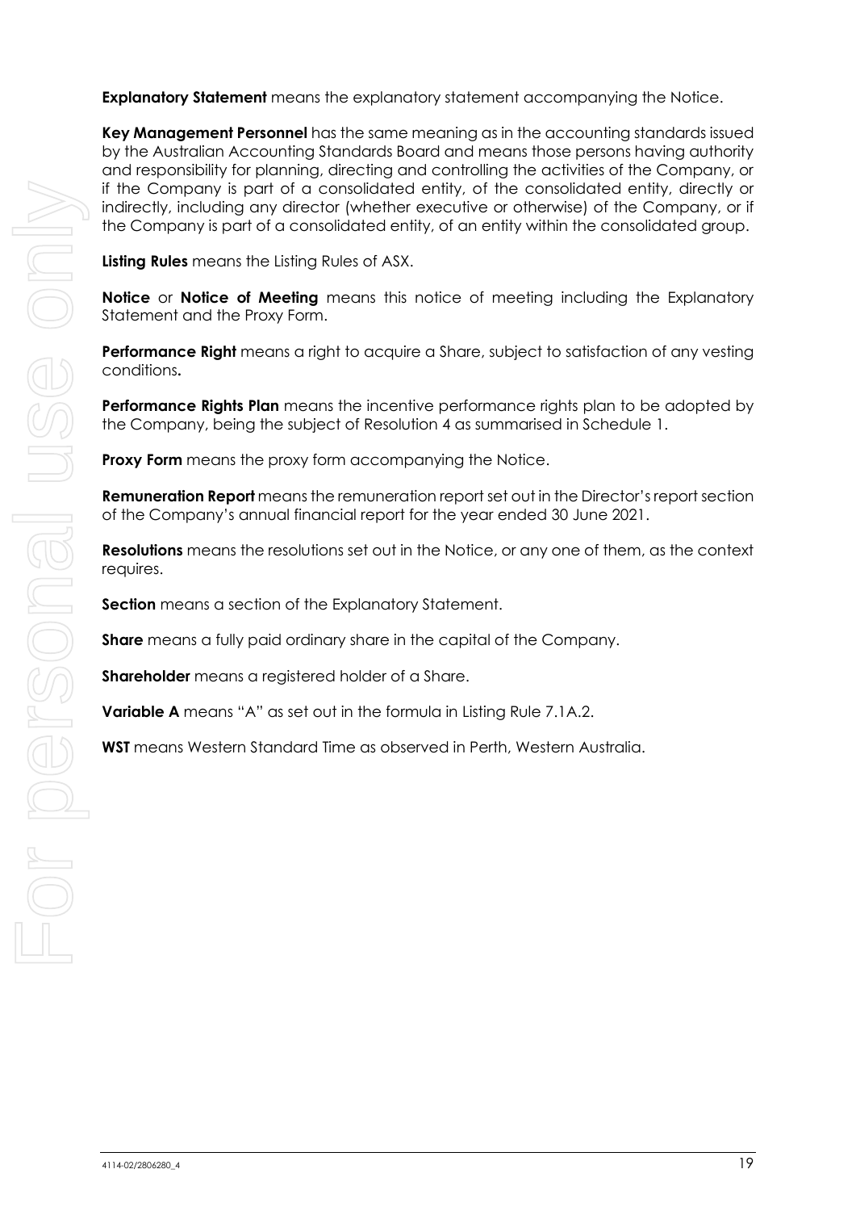**Explanatory Statement** means the explanatory statement accompanying the Notice.

**Key Management Personnel** has the same meaning as in the accounting standards issued by the Australian Accounting Standards Board and means those persons having authority and responsibility for planning, directing and controlling the activities of the Company, or if the Company is part of a consolidated entity, of the consolidated entity, directly or indirectly, including any director (whether executive or otherwise) of the Company, or if the Company is part of a consolidated entity, of an entity within the consolidated group.

**Listing Rules** means the Listing Rules of ASX.

**Notice** or **Notice of Meeting** means this notice of meeting including the Explanatory Statement and the Proxy Form.

**Performance Right** means a right to acquire a Share, subject to satisfaction of any vesting conditions**.**

**Performance Rights Plan** means the incentive performance rights plan to be adopted by the Company, being the subject of Resolution 4 as summarised in Schedule 1.

**Proxy Form** means the proxy form accompanying the Notice.

**Remuneration Report** means the remuneration report set out in the Director's report section of the Company's annual financial report for the year ended 30 June 2021.

**Resolutions** means the resolutions set out in the Notice, or any one of them, as the context requires.

**Section** means a section of the Explanatory Statement.

**Share** means a fully paid ordinary share in the capital of the Company.

**Shareholder** means a registered holder of a Share.

**Variable A** means "A" as set out in the formula in Listing Rule 7.1A.2.

**WST** means Western Standard Time as observed in Perth, Western Australia.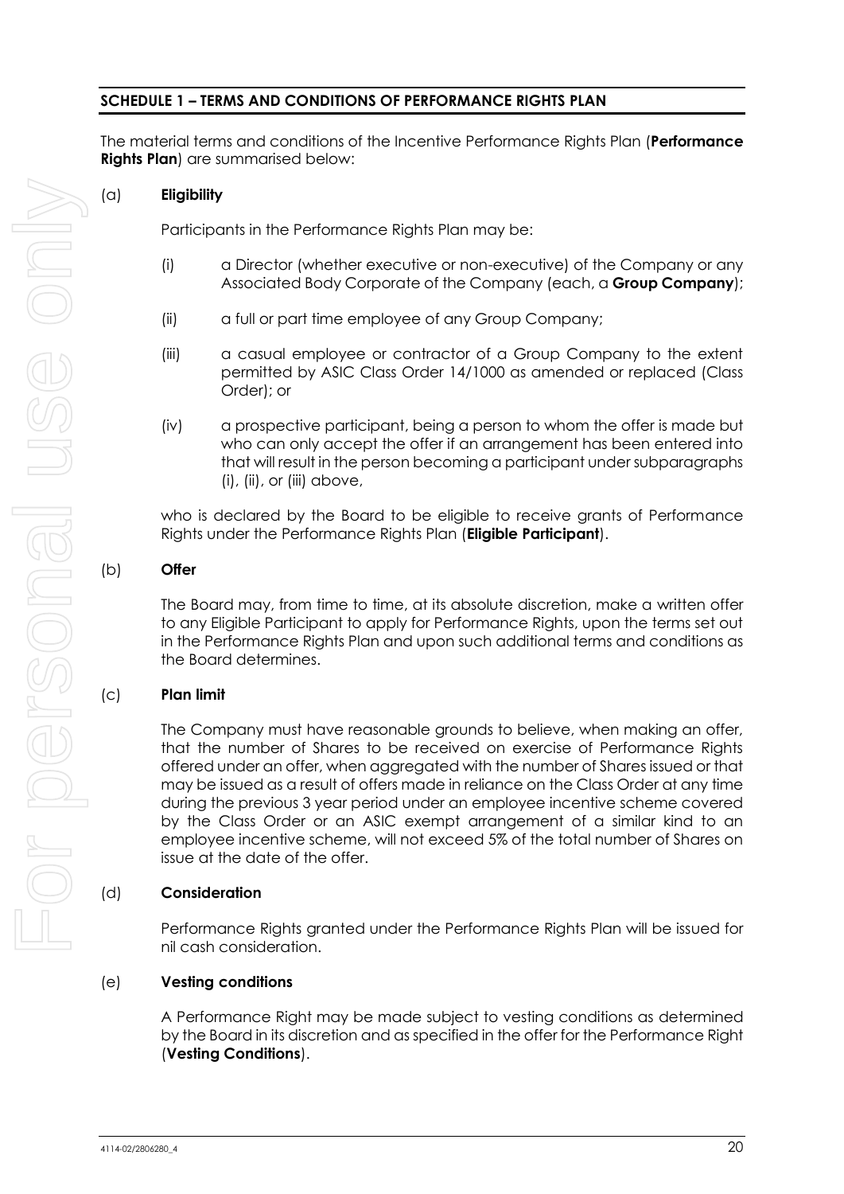## SCHEDULE 1 – TERMS AND CONDITIONS OF PERFORMANCE RIGHTS PLAN

The material terms and conditions of the Incentive Performance Rights Plan (**Performance Rights Plan**) are summarised below:

(a) **Eligibility**

Participants in the Performance Rights Plan may be:

(i) a Director (whether executive or non-executive) of the Company or any Associated Body Corporate of the Company (each, a **Group Company**);

(ii) a full or part time employee of any Group Company;

(iii) a casual employee or contractor of a Group Company to the extent permitted by ASIC Class Order 14/1000 as amended or replaced (Class Order); or

(iv) a prospective participant, being a person to whom the offer is made but who can only accept the offer if an arrangement has been entered into that will result in the person becoming a participant under subparagraphs (i), (ii), or (iii) above,

who is declared by the Board to be eligible to receive grants of Performance Rights under the Performance Rights Plan (**Eligible Participant**).

(b) **Offer**

The Board may, from time to time, at its absolute discretion, make a written offer to any Eligible Participant to apply for Performance Rights, upon the terms set out in the Performance Rights Plan and upon such additional terms and conditions as the Board determines.

(c) **Plan limit**

The Company must have reasonable grounds to believe, when making an offer, that the number of Shares to be received on exercise of Performance Rights offered under an offer, when aggregated with the number of Shares issued or that may be issued as a result of offers made in reliance on the Class Order at any time during the previous 3 year period under an employee incentive scheme covered by the Class Order or an ASIC exempt arrangement of a similar kind to an employee incentive scheme, will not exceed 5% of the total number of Shares on issue at the date of the offer.

(d) **Consideration**

Performance Rights granted under the Performance Rights Plan will be issued for nil cash consideration.

(e) **Vesting conditions**

A Performance Right may be made subject to vesting conditions as determined by the Board in its discretion and as specified in the offer for the Performance Right (**Vesting Conditions**).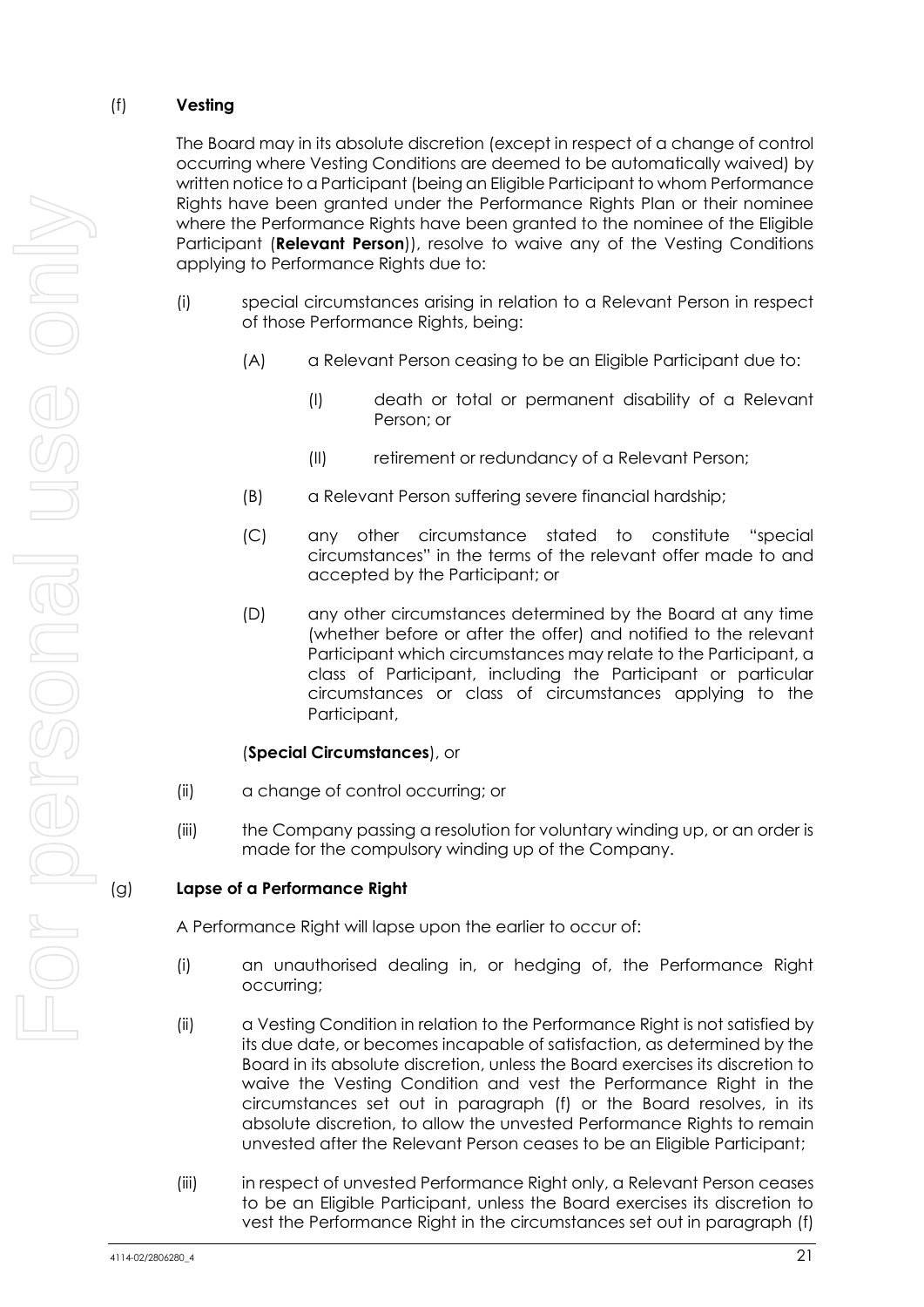(f) **Vesting**

The Board may in its absolute discretion (except in respect of a change of control occurring where Vesting Conditions are deemed to be automatically waived) by written notice to a Participant (being an Eligible Participant to whom Performance Rights have been granted under the Performance Rights Plan or their nominee where the Performance Rights have been granted to the nominee of the Eligible Participant (**Relevant Person**)), resolve to waive any of the Vesting Conditions applying to Performance Rights due to:

(i) special circumstances arising in relation to a Relevant Person in respect of those Performance Rights, being:

(A) a Relevant Person ceasing to be an Eligible Participant due to:

(I) death or total or permanent disability of a Relevant Person; or

(II) retirement or redundancy of a Relevant Person;

(B) a Relevant Person suffering severe financial hardship;

(C) any other circumstance stated to constitute "special circumstances" in the terms of the relevant offer made to and accepted by the Participant; or

(D) any other circumstances determined by the Board at any time (whether before or after the offer) and notified to the relevant Participant which circumstances may relate to the Participant, a class of Participant, including the Participant or particular circumstances or class of circumstances applying to the Participant,

(**Special Circumstances**), or

(ii) a change of control occurring; or

(iii) the Company passing a resolution for voluntary winding up, or an order is made for the compulsory winding up of the Company.

(g) **Lapse of a Performance Right**

A Performance Right will lapse upon the earlier to occur of:

(i) an unauthorised dealing in, or hedging of, the Performance Right occurring;

(ii) a Vesting Condition in relation to the Performance Right is not satisfied by its due date, or becomes incapable of satisfaction, as determined by the Board in its absolute discretion, unless the Board exercises its discretion to waive the Vesting Condition and vest the Performance Right in the circumstances set out in paragraph (f) or the Board resolves, in its absolute discretion, to allow the unvested Performance Rights to remain unvested after the Relevant Person ceases to be an Eligible Participant;

(iii) in respect of unvested Performance Right only, a Relevant Person ceases to be an Eligible Participant, unless the Board exercises its discretion to vest the Performance Right in the circumstances set out in paragraph (f)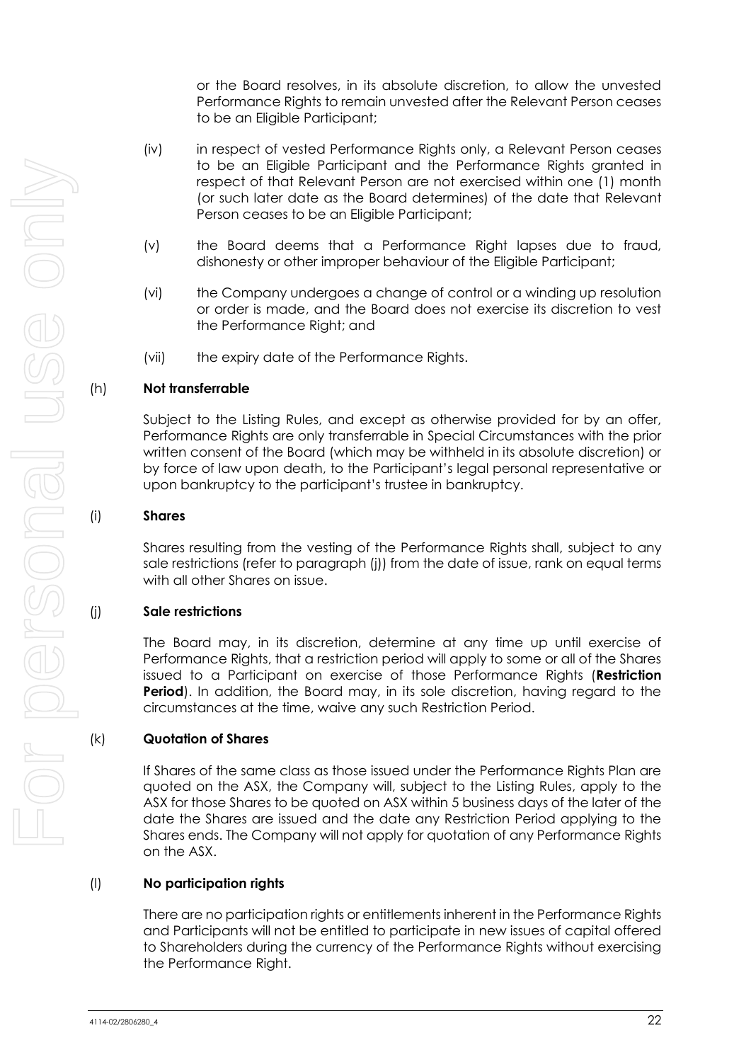or the Board resolves, in its absolute discretion, to allow the unvested Performance Rights to remain unvested after the Relevant Person ceases to be an Eligible Participant;

(iv) in respect of vested Performance Rights only, a Relevant Person ceases to be an Eligible Participant and the Performance Rights granted in respect of that Relevant Person are not exercised within one (1) month (or such later date as the Board determines) of the date that Relevant Person ceases to be an Eligible Participant;

(v) the Board deems that a Performance Right lapses due to fraud, dishonesty or other improper behaviour of the Eligible Participant;

(vi) the Company undergoes a change of control or a winding up resolution or order is made, and the Board does not exercise its discretion to vest the Performance Right; and

(vii) the expiry date of the Performance Rights.

(h) **Not transferrable**

Subject to the Listing Rules, and except as otherwise provided for by an offer, Performance Rights are only transferrable in Special Circumstances with the prior written consent of the Board (which may be withheld in its absolute discretion) or by force of law upon death, to the Participant's legal personal representative or upon bankruptcy to the participant's trustee in bankruptcy.

(i) **Shares**

Shares resulting from the vesting of the Performance Rights shall, subject to any sale restrictions (refer to paragraph (j)) from the date of issue, rank on equal terms with all other Shares on issue.

(j) **Sale restrictions**

The Board may, in its discretion, determine at any time up until exercise of Performance Rights, that a restriction period will apply to some or all of the Shares issued to a Participant on exercise of those Performance Rights (**Restriction Period**). In addition, the Board may, in its sole discretion, having regard to the circumstances at the time, waive any such Restriction Period.

(k) **Quotation of Shares**

If Shares of the same class as those issued under the Performance Rights Plan are quoted on the ASX, the Company will, subject to the Listing Rules, apply to the ASX for those Shares to be quoted on ASX within 5 business days of the later of the date the Shares are issued and the date any Restriction Period applying to the Shares ends. The Company will not apply for quotation of any Performance Rights on the ASX.

(l) **No participation rights**

There are no participation rights or entitlements inherent in the Performance Rights and Participants will not be entitled to participate in new issues of capital offered to Shareholders during the currency of the Performance Rights without exercising the Performance Right.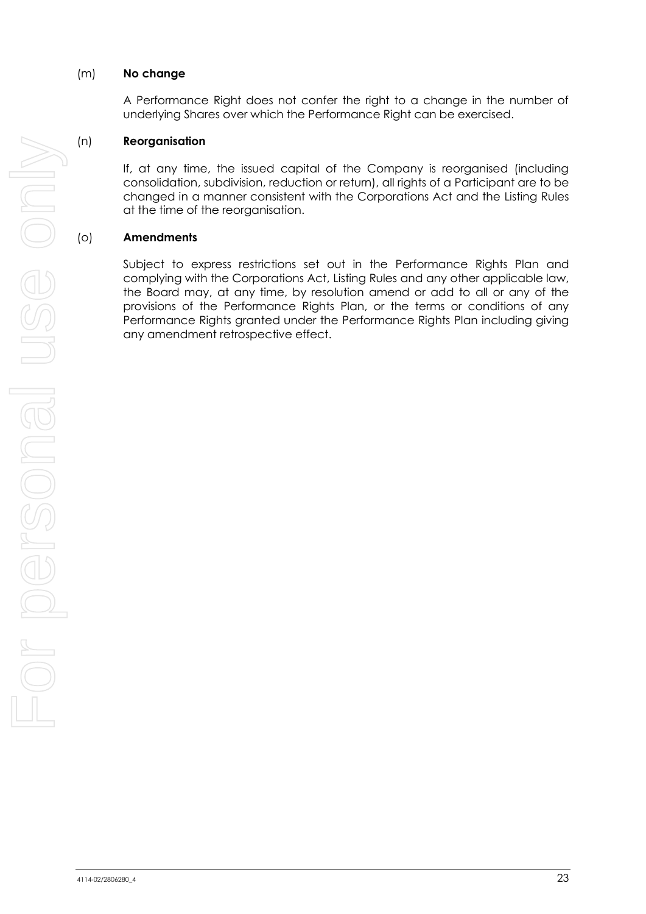(m) **No change**

A Performance Right does not confer the right to a change in the number of underlying Shares over which the Performance Right can be exercised.

(n) **Reorganisation**

If, at any time, the issued capital of the Company is reorganised (including consolidation, subdivision, reduction or return), all rights of a Participant are to be changed in a manner consistent with the Corporations Act and the Listing Rules at the time of the reorganisation.

(o) **Amendments**

Subject to express restrictions set out in the Performance Rights Plan and complying with the Corporations Act, Listing Rules and any other applicable law, the Board may, at any time, by resolution amend or add to all or any of the provisions of the Performance Rights Plan, or the terms or conditions of any Performance Rights granted under the Performance Rights Plan including giving any amendment retrospective effect.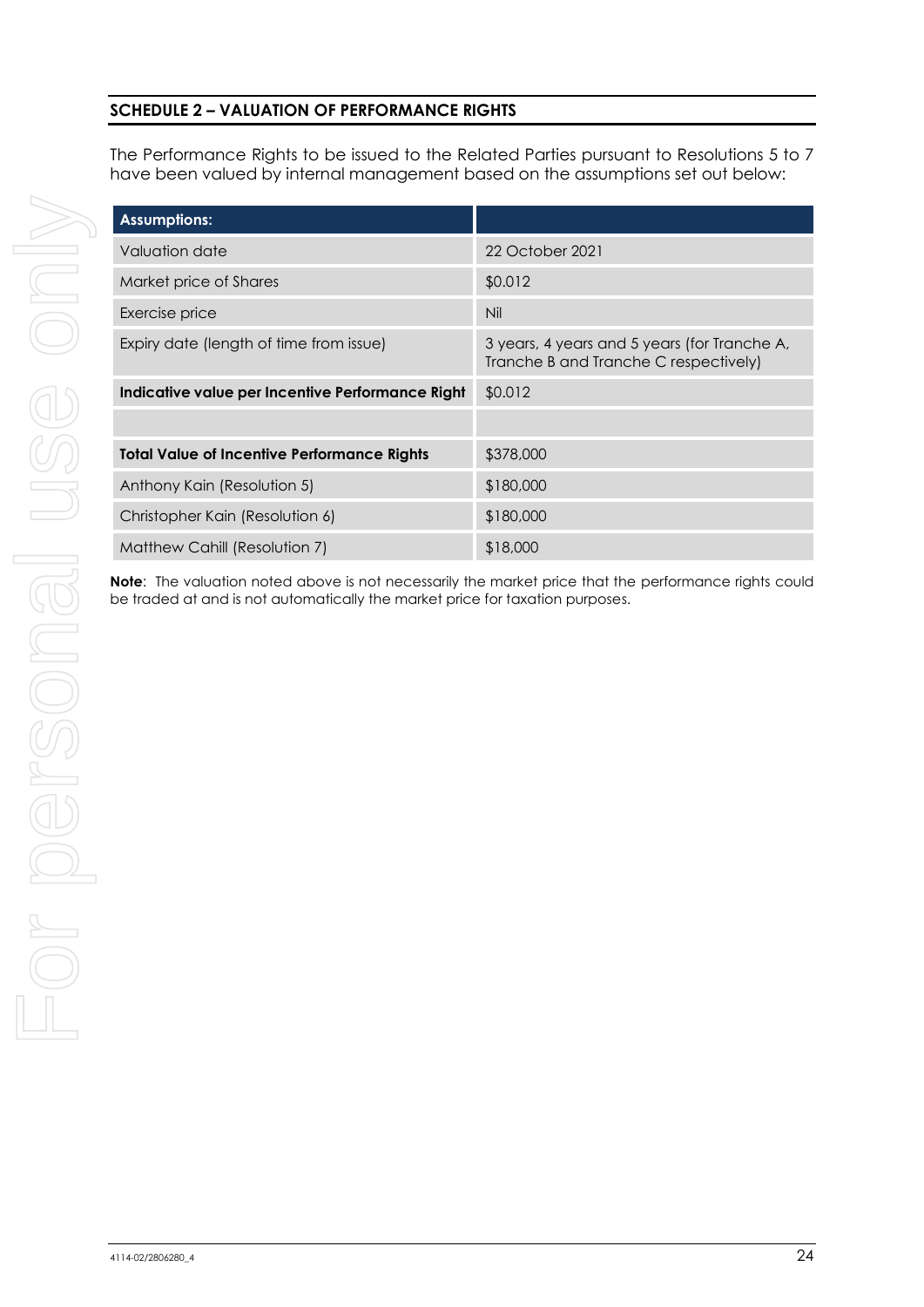## SCHEDULE 2 – VALUATION OF PERFORMANCE RIGHTS

The Performance Rights to be issued to the Related Parties pursuant to Resolutions 5 to 7 have been valued by internal management based on the assumptions set out below:

| **Assumptions:** | |
|---|---|
| Valuation date | 22 October 2021 |
| Market price of Shares | $0.012 |
| Exercise price | Nil |
| Expiry date (length of time from issue) | 3 years, 4 years and 5 years (for Tranche A, Tranche B and Tranche C respectively) |
| **Indicative value per Incentive Performance Right** | $0.012 |
| | |
| **Total Value of Incentive Performance Rights** | $378,000 |
| Anthony Kain (Resolution 5) | $180,000 |
| Christopher Kain (Resolution 6) | $180,000 |
| Matthew Cahill (Resolution 7) | $18,000 |

**Note**: The valuation noted above is not necessarily the market price that the performance rights could be traded at and is not automatically the market price for taxation purposes.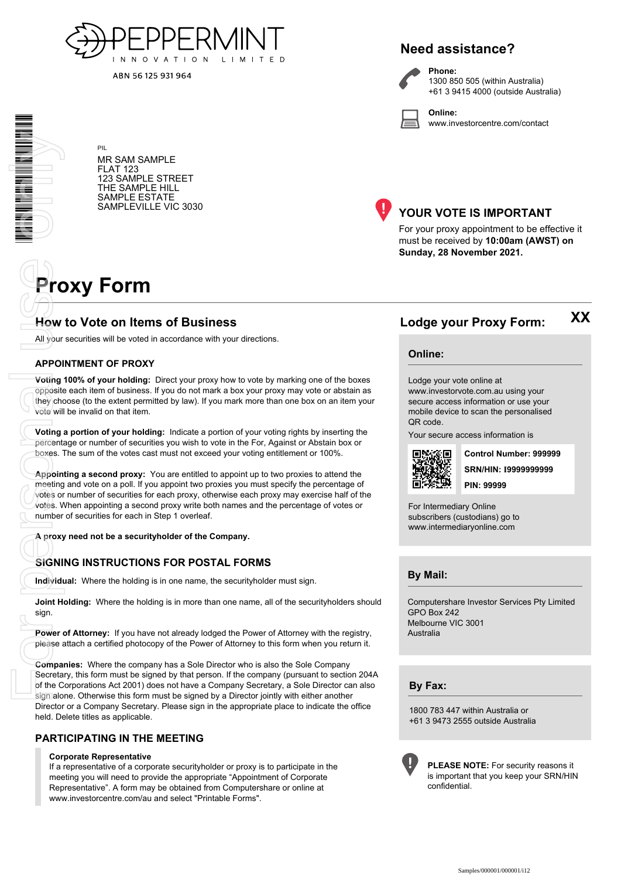PEPPERMINT

INNOVATION LIMITED

ABN 56 125 931 964

PIL

MR SAM SAMPLE
FLAT 123
123 SAMPLE STREET
THE SAMPLE HILL
SAMPLE ESTATE
SAMPLEVILLE VIC 3030

## Need assistance?

**Phone:**
1300 850 505 (within Australia)
+61 3 9415 4000 (outside Australia)

**Online:**
www.investorcentre.com/contact

## YOUR VOTE IS IMPORTANT

For your proxy appointment to be effective it must be received by **10:00am (AWST) on Sunday, 28 November 2021.**

# Proxy Form

## How to Vote on Items of Business

All your securities will be voted in accordance with your directions.

### APPOINTMENT OF PROXY

**Voting 100% of your holding:** Direct your proxy how to vote by marking one of the boxes opposite each item of business. If you do not mark a box your proxy may vote or abstain as they choose (to the extent permitted by law). If you mark more than one box on an item your vote will be invalid on that item.

**Voting a portion of your holding:** Indicate a portion of your voting rights by inserting the percentage or number of securities you wish to vote in the For, Against or Abstain box or boxes. The sum of the votes cast must not exceed your voting entitlement or 100%.

**Appointing a second proxy:** You are entitled to appoint up to two proxies to attend the meeting and vote on a poll. If you appoint two proxies you must specify the percentage of votes or number of securities for each proxy, otherwise each proxy may exercise half of the votes. When appointing a second proxy write both names and the percentage of votes or number of securities for each in Step 1 overleaf.

**A proxy need not be a securityholder of the Company.**

### SIGNING INSTRUCTIONS FOR POSTAL FORMS

**Individual:** Where the holding is in one name, the securityholder must sign.

**Joint Holding:** Where the holding is in more than one name, all of the securityholders should sign.

**Power of Attorney:** If you have not already lodged the Power of Attorney with the registry, please attach a certified photocopy of the Power of Attorney to this form when you return it.

**Companies:** Where the company has a Sole Director who is also the Sole Company Secretary, this form must be signed by that person. If the company (pursuant to section 204A of the Corporations Act 2001) does not have a Company Secretary, a Sole Director can also sign alone. Otherwise this form must be signed by a Director jointly with either another Director or a Company Secretary. Please sign in the appropriate place to indicate the office held. Delete titles as applicable.

### PARTICIPATING IN THE MEETING

**Corporate Representative**
If a representative of a corporate securityholder or proxy is to participate in the meeting you will need to provide the appropriate "Appointment of Corporate Representative". A form may be obtained from Computershare or online at www.investorcentre.com/au and select "Printable Forms".

## Lodge your Proxy Form: XX

### Online:

Lodge your vote online at www.investorvote.com.au using your secure access information or use your mobile device to scan the personalised QR code.

Your secure access information is

**Control Number: 999999**
**SRN/HIN: I9999999999**
**PIN: 99999**

For Intermediary Online subscribers (custodians) go to www.intermediaryonline.com

### By Mail:

Computershare Investor Services Pty Limited
GPO Box 242
Melbourne VIC 3001
Australia

### By Fax:

1800 783 447 within Australia or
+61 3 9473 2555 outside Australia

**PLEASE NOTE:** For security reasons it is important that you keep your SRN/HIN confidential.

For personal use only

Samples/000001/000001/i12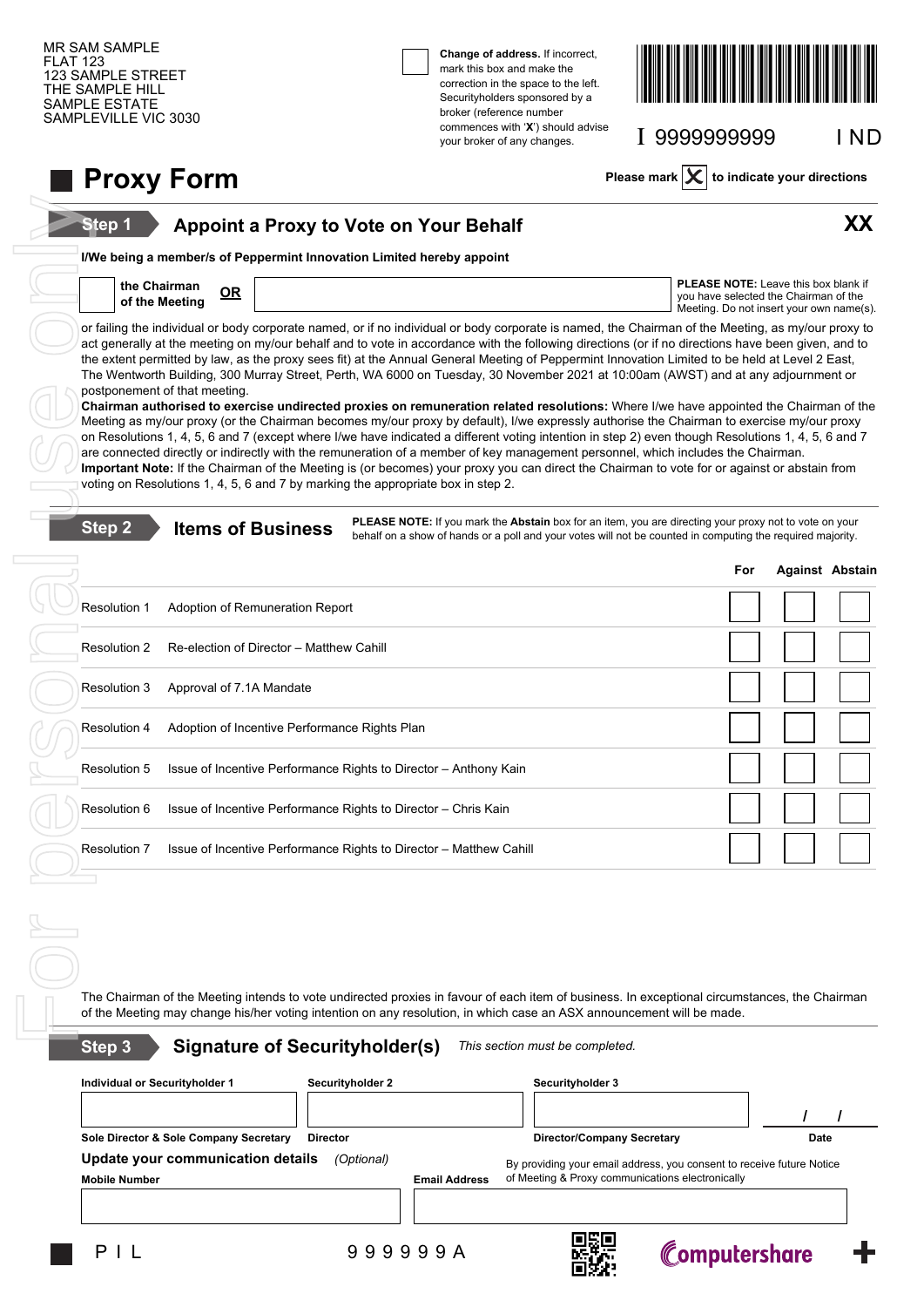MR SAM SAMPLE
FLAT 123
123 SAMPLE STREET
THE SAMPLE HILL
SAMPLE ESTATE
SAMPLEVILLE VIC 3030

**Change of address.** If incorrect, mark this box and make the correction in the space to the left. Securityholders sponsored by a broker (reference number commences with '**X**') should advise your broker of any changes.

I 9999999999 IND

# Proxy Form

Please mark ☒ to indicate your directions

## Step 1 Appoint a Proxy to Vote on Your Behalf

XX

**I/We being a member/s of Peppermint Innovation Limited hereby appoint**

☐ **the Chairman of the Meeting** **OR** ________________

**PLEASE NOTE:** Leave this box blank if you have selected the Chairman of the Meeting. Do not insert your own name(s).

or failing the individual or body corporate named, or if no individual or body corporate is named, the Chairman of the Meeting, as my/our proxy to act generally at the meeting on my/our behalf and to vote in accordance with the following directions (or if no directions have been given, and to the extent permitted by law, as the proxy sees fit) at the Annual General Meeting of Peppermint Innovation Limited to be held at Level 2 East, The Wentworth Building, 300 Murray Street, Perth, WA 6000 on Tuesday, 30 November 2021 at 10:00am (AWST) and at any adjournment or postponement of that meeting.

**Chairman authorised to exercise undirected proxies on remuneration related resolutions:** Where I/we have appointed the Chairman of the Meeting as my/our proxy (or the Chairman becomes my/our proxy by default), I/we expressly authorise the Chairman to exercise my/our proxy on Resolutions 1, 4, 5, 6 and 7 (except where I/we have indicated a different voting intention in step 2) even though Resolutions 1, 4, 5, 6 and 7 are connected directly or indirectly with the remuneration of a member of key management personnel, which includes the Chairman.

**Important Note:** If the Chairman of the Meeting is (or becomes) your proxy you can direct the Chairman to vote for or against or abstain from voting on Resolutions 1, 4, 5, 6 and 7 by marking the appropriate box in step 2.

## Step 2 Items of Business

**PLEASE NOTE:** If you mark the **Abstain** box for an item, you are directing your proxy not to vote on your behalf on a show of hands or a poll and your votes will not be counted in computing the required majority.

| | | For | Against | Abstain |
|---|---|---|---|---|
| Resolution 1 | Adoption of Remuneration Report | ☐ | ☐ | ☐ |
| Resolution 2 | Re-election of Director – Matthew Cahill | ☐ | ☐ | ☐ |
| Resolution 3 | Approval of 7.1A Mandate | ☐ | ☐ | ☐ |
| Resolution 4 | Adoption of Incentive Performance Rights Plan | ☐ | ☐ | ☐ |
| Resolution 5 | Issue of Incentive Performance Rights to Director – Anthony Kain | ☐ | ☐ | ☐ |
| Resolution 6 | Issue of Incentive Performance Rights to Director – Chris Kain | ☐ | ☐ | ☐ |
| Resolution 7 | Issue of Incentive Performance Rights to Director – Matthew Cahill | ☐ | ☐ | ☐ |

The Chairman of the Meeting intends to vote undirected proxies in favour of each item of business. In exceptional circumstances, the Chairman of the Meeting may change his/her voting intention on any resolution, in which case an ASX announcement will be made.

## Step 3 Signature of Securityholder(s)

*This section must be completed.*

| Individual or Securityholder 1 | Securityholder 2 | Securityholder 3 | |
|---|---|---|---|
| | | | / / |
| Sole Director & Sole Company Secretary | Director | Director/Company Secretary | Date |

**Update your communication details** *(Optional)*

By providing your email address, you consent to receive future Notice of Meeting & Proxy communications electronically

**Mobile Number** ________________ **Email Address** ________________

PIL 999999A

Computershare